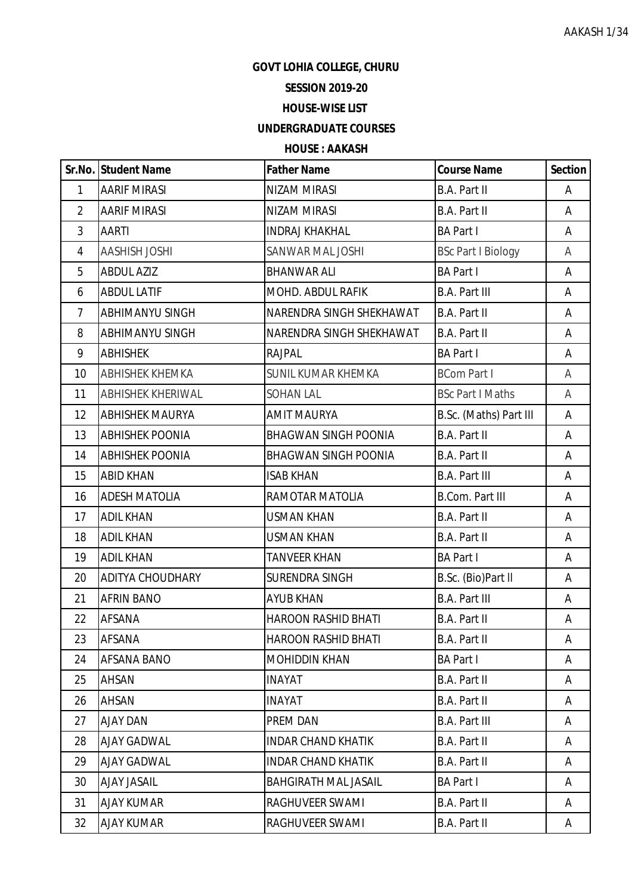**GOVT LOHIA COLLEGE, CHURU**

**SESSION 2019-20**

**HOUSE-WISE LIST**

**UNDERGRADUATE COURSES**

**HOUSE : AAKASH**

| Sr.No. | Student Name | Father Name | Course Name | Section |
|---|---|---|---|---|
| 1 | AARIF MIRASI | NIZAM MIRASI | B.A. Part II | A |
| 2 | AARIF MIRASI | NIZAM MIRASI | B.A. Part II | A |
| 3 | AARTI | INDRAJ KHAKHAL | BA Part I | A |
| 4 | AASHISH JOSHI | SANWAR MAL JOSHI | BSc Part I Biology | A |
| 5 | ABDUL AZIZ | BHANWAR ALI | BA Part I | A |
| 6 | ABDUL LATIF | MOHD. ABDUL RAFIK | B.A. Part III | A |
| 7 | ABHIMANYU SINGH | NARENDRA SINGH SHEKHAWAT | B.A. Part II | A |
| 8 | ABHIMANYU SINGH | NARENDRA SINGH SHEKHAWAT | B.A. Part II | A |
| 9 | ABHISHEK | RAJPAL | BA Part I | A |
| 10 | ABHISHEK KHEMKA | SUNIL KUMAR KHEMKA | BCom Part I | A |
| 11 | ABHISHEK KHERIWAL | SOHAN LAL | BSc Part I Maths | A |
| 12 | ABHISHEK MAURYA | AMIT MAURYA | B.Sc. (Maths) Part III | A |
| 13 | ABHISHEK POONIA | BHAGWAN SINGH POONIA | B.A. Part II | A |
| 14 | ABHISHEK POONIA | BHAGWAN SINGH POONIA | B.A. Part II | A |
| 15 | ABID KHAN | ISAB KHAN | B.A. Part III | A |
| 16 | ADESH MATOLIA | RAMOTAR MATOLIA | B.Com. Part III | A |
| 17 | ADIL KHAN | USMAN KHAN | B.A. Part II | A |
| 18 | ADIL KHAN | USMAN KHAN | B.A. Part II | A |
| 19 | ADIL KHAN | TANVEER KHAN | BA Part I | A |
| 20 | ADITYA CHOUDHARY | SURENDRA SINGH | B.Sc. (Bio)Part II | A |
| 21 | AFRIN BANO | AYUB KHAN | B.A. Part III | A |
| 22 | AFSANA | HAROON RASHID BHATI | B.A. Part II | A |
| 23 | AFSANA | HAROON RASHID BHATI | B.A. Part II | A |
| 24 | AFSANA BANO | MOHIDDIN KHAN | BA Part I | A |
| 25 | AHSAN | INAYAT | B.A. Part II | A |
| 26 | AHSAN | INAYAT | B.A. Part II | A |
| 27 | AJAY DAN | PREM DAN | B.A. Part III | A |
| 28 | AJAY GADWAL | INDAR CHAND KHATIK | B.A. Part II | A |
| 29 | AJAY GADWAL | INDAR CHAND KHATIK | B.A. Part II | A |
| 30 | AJAY JASAIL | BAHGIRATH MAL JASAIL | BA Part I | A |
| 31 | AJAY KUMAR | RAGHUVEER SWAMI | B.A. Part II | A |
| 32 | AJAY KUMAR | RAGHUVEER SWAMI | B.A. Part II | A |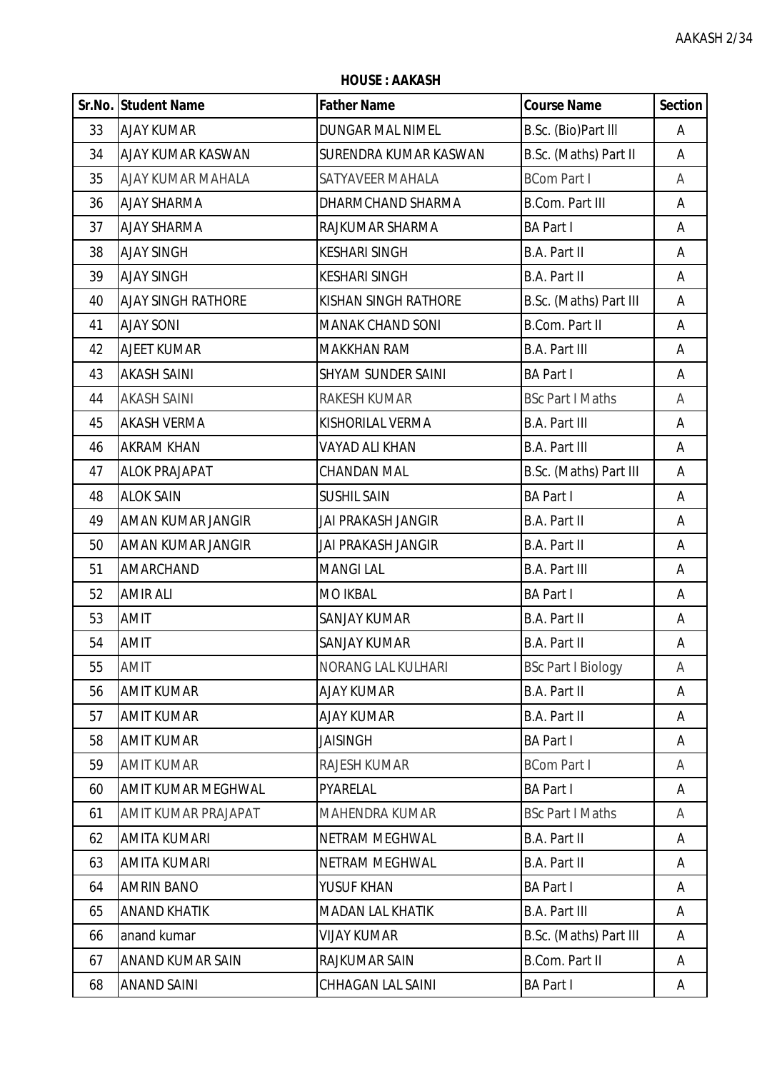**HOUSE : AAKASH**

| Sr.No. | Student Name | Father Name | Course Name | Section |
|---|---|---|---|---|
| 33 | AJAY KUMAR | DUNGAR MAL NIMEL | B.Sc. (Bio)Part III | A |
| 34 | AJAY KUMAR KASWAN | SURENDRA KUMAR KASWAN | B.Sc. (Maths) Part II | A |
| 35 | AJAY KUMAR MAHALA | SATYAVEER MAHALA | BCom Part I | A |
| 36 | AJAY SHARMA | DHARMCHAND SHARMA | B.Com. Part III | A |
| 37 | AJAY SHARMA | RAJKUMAR SHARMA | BA Part I | A |
| 38 | AJAY SINGH | KESHARI SINGH | B.A. Part II | A |
| 39 | AJAY SINGH | KESHARI SINGH | B.A. Part II | A |
| 40 | AJAY SINGH RATHORE | KISHAN SINGH RATHORE | B.Sc. (Maths) Part III | A |
| 41 | AJAY SONI | MANAK CHAND SONI | B.Com. Part II | A |
| 42 | AJEET KUMAR | MAKKHAN RAM | B.A. Part III | A |
| 43 | AKASH SAINI | SHYAM SUNDER SAINI | BA Part I | A |
| 44 | AKASH SAINI | RAKESH KUMAR | BSc Part I Maths | A |
| 45 | AKASH VERMA | KISHORILAL VERMA | B.A. Part III | A |
| 46 | AKRAM KHAN | VAYAD ALI KHAN | B.A. Part III | A |
| 47 | ALOK PRAJAPAT | CHANDAN MAL | B.Sc. (Maths) Part III | A |
| 48 | ALOK SAIN | SUSHIL SAIN | BA Part I | A |
| 49 | AMAN KUMAR JANGIR | JAI PRAKASH JANGIR | B.A. Part II | A |
| 50 | AMAN KUMAR JANGIR | JAI PRAKASH JANGIR | B.A. Part II | A |
| 51 | AMARCHAND | MANGI LAL | B.A. Part III | A |
| 52 | AMIR ALI | MO IKBAL | BA Part I | A |
| 53 | AMIT | SANJAY KUMAR | B.A. Part II | A |
| 54 | AMIT | SANJAY KUMAR | B.A. Part II | A |
| 55 | AMIT | NORANG LAL KULHARI | BSc Part I Biology | A |
| 56 | AMIT KUMAR | AJAY KUMAR | B.A. Part II | A |
| 57 | AMIT KUMAR | AJAY KUMAR | B.A. Part II | A |
| 58 | AMIT KUMAR | JAISINGH | BA Part I | A |
| 59 | AMIT KUMAR | RAJESH KUMAR | BCom Part I | A |
| 60 | AMIT KUMAR MEGHWAL | PYARELAL | BA Part I | A |
| 61 | AMIT KUMAR PRAJAPAT | MAHENDRA KUMAR | BSc Part I Maths | A |
| 62 | AMITA KUMARI | NETRAM MEGHWAL | B.A. Part II | A |
| 63 | AMITA KUMARI | NETRAM MEGHWAL | B.A. Part II | A |
| 64 | AMRIN BANO | YUSUF KHAN | BA Part I | A |
| 65 | ANAND KHATIK | MADAN LAL KHATIK | B.A. Part III | A |
| 66 | anand kumar | VIJAY KUMAR | B.Sc. (Maths) Part III | A |
| 67 | ANAND KUMAR SAIN | RAJKUMAR SAIN | B.Com. Part II | A |
| 68 | ANAND SAINI | CHHAGAN LAL SAINI | BA Part I | A |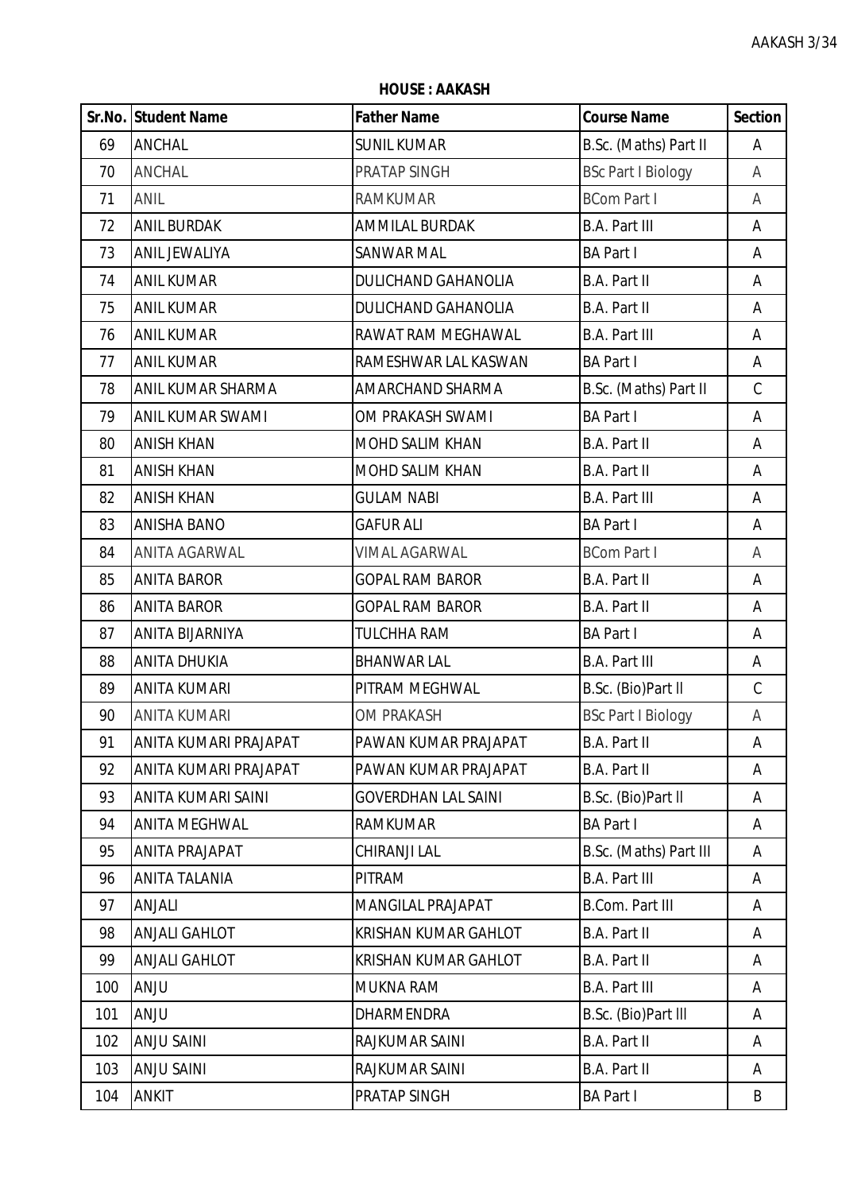**HOUSE : AAKASH**

| Sr.No. | Student Name | Father Name | Course Name | Section |
|---|---|---|---|---|
| 69 | ANCHAL | SUNIL KUMAR | B.Sc. (Maths) Part II | A |
| 70 | ANCHAL | PRATAP SINGH | BSc Part I Biology | A |
| 71 | ANIL | RAMKUMAR | BCom Part I | A |
| 72 | ANIL BURDAK | AMMILAL BURDAK | B.A. Part III | A |
| 73 | ANIL JEWALIYA | SANWAR MAL | BA Part I | A |
| 74 | ANIL KUMAR | DULICHAND GAHANOLIA | B.A. Part II | A |
| 75 | ANIL KUMAR | DULICHAND GAHANOLIA | B.A. Part II | A |
| 76 | ANIL KUMAR | RAWAT RAM MEGHAWAL | B.A. Part III | A |
| 77 | ANIL KUMAR | RAMESHWAR LAL KASWAN | BA Part I | A |
| 78 | ANIL KUMAR SHARMA | AMARCHAND SHARMA | B.Sc. (Maths) Part II | C |
| 79 | ANIL KUMAR SWAMI | OM PRAKASH SWAMI | BA Part I | A |
| 80 | ANISH KHAN | MOHD SALIM KHAN | B.A. Part II | A |
| 81 | ANISH KHAN | MOHD SALIM KHAN | B.A. Part II | A |
| 82 | ANISH KHAN | GULAM NABI | B.A. Part III | A |
| 83 | ANISHA BANO | GAFUR ALI | BA Part I | A |
| 84 | ANITA AGARWAL | VIMAL AGARWAL | BCom Part I | A |
| 85 | ANITA BAROR | GOPAL RAM BAROR | B.A. Part II | A |
| 86 | ANITA BAROR | GOPAL RAM BAROR | B.A. Part II | A |
| 87 | ANITA BIJARNIYA | TULCHHA RAM | BA Part I | A |
| 88 | ANITA DHUKIA | BHANWAR LAL | B.A. Part III | A |
| 89 | ANITA KUMARI | PITRAM MEGHWAL | B.Sc. (Bio)Part II | C |
| 90 | ANITA KUMARI | OM PRAKASH | BSc Part I Biology | A |
| 91 | ANITA KUMARI PRAJAPAT | PAWAN KUMAR PRAJAPAT | B.A. Part II | A |
| 92 | ANITA KUMARI PRAJAPAT | PAWAN KUMAR PRAJAPAT | B.A. Part II | A |
| 93 | ANITA KUMARI SAINI | GOVERDHAN LAL SAINI | B.Sc. (Bio)Part II | A |
| 94 | ANITA MEGHWAL | RAMKUMAR | BA Part I | A |
| 95 | ANITA PRAJAPAT | CHIRANJI LAL | B.Sc. (Maths) Part III | A |
| 96 | ANITA TALANIA | PITRAM | B.A. Part III | A |
| 97 | ANJALI | MANGILAL PRAJAPAT | B.Com. Part III | A |
| 98 | ANJALI GAHLOT | KRISHAN KUMAR GAHLOT | B.A. Part II | A |
| 99 | ANJALI GAHLOT | KRISHAN KUMAR GAHLOT | B.A. Part II | A |
| 100 | ANJU | MUKNA RAM | B.A. Part III | A |
| 101 | ANJU | DHARMENDRA | B.Sc. (Bio)Part III | A |
| 102 | ANJU SAINI | RAJKUMAR SAINI | B.A. Part II | A |
| 103 | ANJU SAINI | RAJKUMAR SAINI | B.A. Part II | A |
| 104 | ANKIT | PRATAP SINGH | BA Part I | B |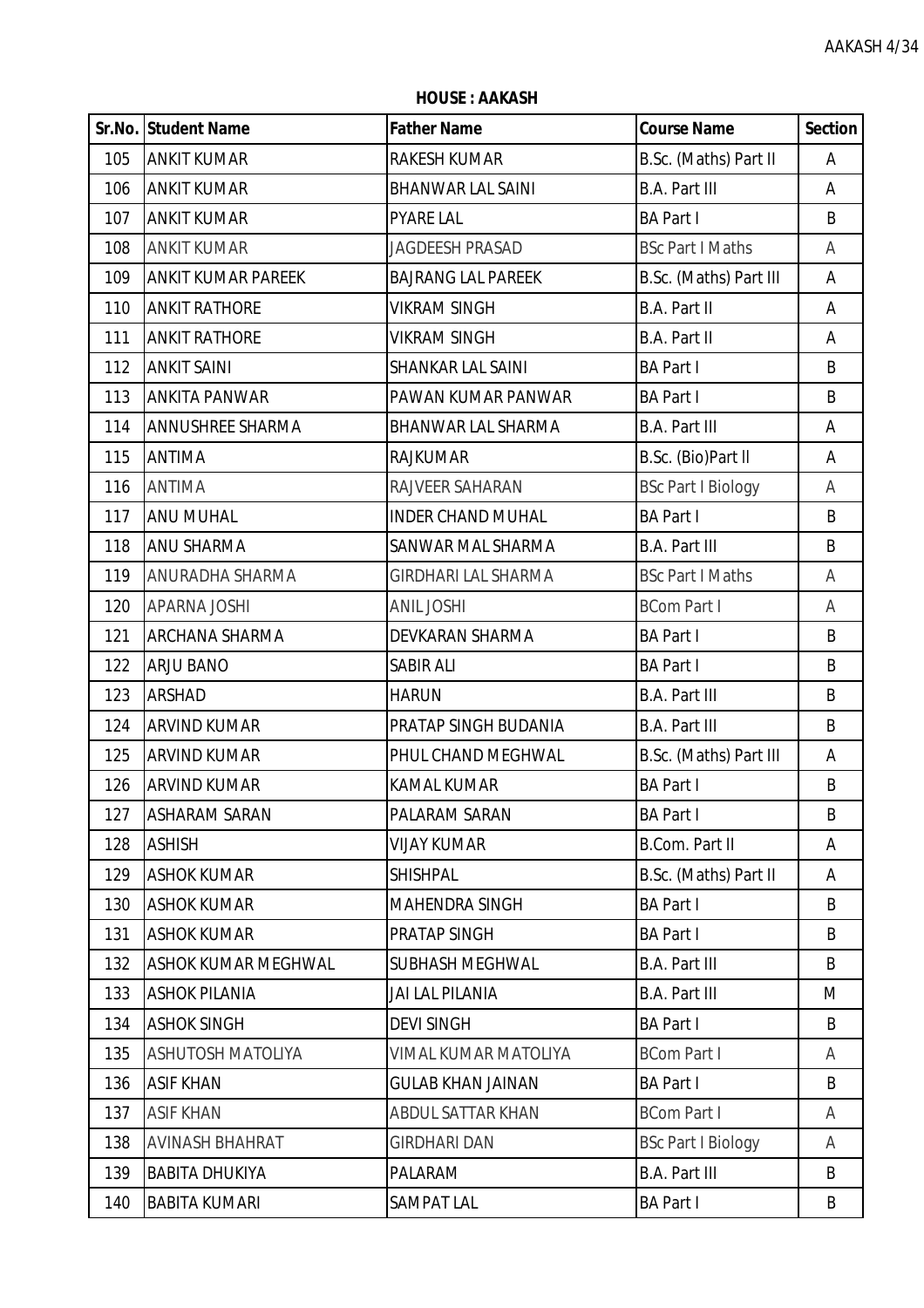**HOUSE : AAKASH**

| Sr.No. | Student Name | Father Name | Course Name | Section |
|---|---|---|---|---|
| 105 | ANKIT KUMAR | RAKESH KUMAR | B.Sc. (Maths) Part II | A |
| 106 | ANKIT KUMAR | BHANWAR LAL SAINI | B.A. Part III | A |
| 107 | ANKIT KUMAR | PYARE LAL | BA Part I | B |
| 108 | ANKIT KUMAR | JAGDEESH PRASAD | BSc Part I Maths | A |
| 109 | ANKIT KUMAR PAREEK | BAJRANG LAL PAREEK | B.Sc. (Maths) Part III | A |
| 110 | ANKIT RATHORE | VIKRAM SINGH | B.A. Part II | A |
| 111 | ANKIT RATHORE | VIKRAM SINGH | B.A. Part II | A |
| 112 | ANKIT SAINI | SHANKAR LAL SAINI | BA Part I | B |
| 113 | ANKITA PANWAR | PAWAN KUMAR PANWAR | BA Part I | B |
| 114 | ANNUSHREE SHARMA | BHANWAR LAL SHARMA | B.A. Part III | A |
| 115 | ANTIMA | RAJKUMAR | B.Sc. (Bio)Part II | A |
| 116 | ANTIMA | RAJVEER SAHARAN | BSc Part I Biology | A |
| 117 | ANU MUHAL | INDER CHAND MUHAL | BA Part I | B |
| 118 | ANU SHARMA | SANWAR MAL SHARMA | B.A. Part III | B |
| 119 | ANURADHA SHARMA | GIRDHARI LAL SHARMA | BSc Part I Maths | A |
| 120 | APARNA JOSHI | ANIL JOSHI | BCom Part I | A |
| 121 | ARCHANA SHARMA | DEVKARAN SHARMA | BA Part I | B |
| 122 | ARJU BANO | SABIR ALI | BA Part I | B |
| 123 | ARSHAD | HARUN | B.A. Part III | B |
| 124 | ARVIND KUMAR | PRATAP SINGH BUDANIA | B.A. Part III | B |
| 125 | ARVIND KUMAR | PHUL CHAND MEGHWAL | B.Sc. (Maths) Part III | A |
| 126 | ARVIND KUMAR | KAMAL KUMAR | BA Part I | B |
| 127 | ASHARAM SARAN | PALARAM SARAN | BA Part I | B |
| 128 | ASHISH | VIJAY KUMAR | B.Com. Part II | A |
| 129 | ASHOK KUMAR | SHISHPAL | B.Sc. (Maths) Part II | A |
| 130 | ASHOK KUMAR | MAHENDRA SINGH | BA Part I | B |
| 131 | ASHOK KUMAR | PRATAP SINGH | BA Part I | B |
| 132 | ASHOK KUMAR MEGHWAL | SUBHASH MEGHWAL | B.A. Part III | B |
| 133 | ASHOK PILANIA | JAI LAL PILANIA | B.A. Part III | M |
| 134 | ASHOK SINGH | DEVI SINGH | BA Part I | B |
| 135 | ASHUTOSH MATOLIYA | VIMAL KUMAR MATOLIYA | BCom Part I | A |
| 136 | ASIF KHAN | GULAB KHAN JAINAN | BA Part I | B |
| 137 | ASIF KHAN | ABDUL SATTAR KHAN | BCom Part I | A |
| 138 | AVINASH BHAHRAT | GIRDHARI DAN | BSc Part I Biology | A |
| 139 | BABITA DHUKIYA | PALARAM | B.A. Part III | B |
| 140 | BABITA KUMARI | SAMPAT LAL | BA Part I | B |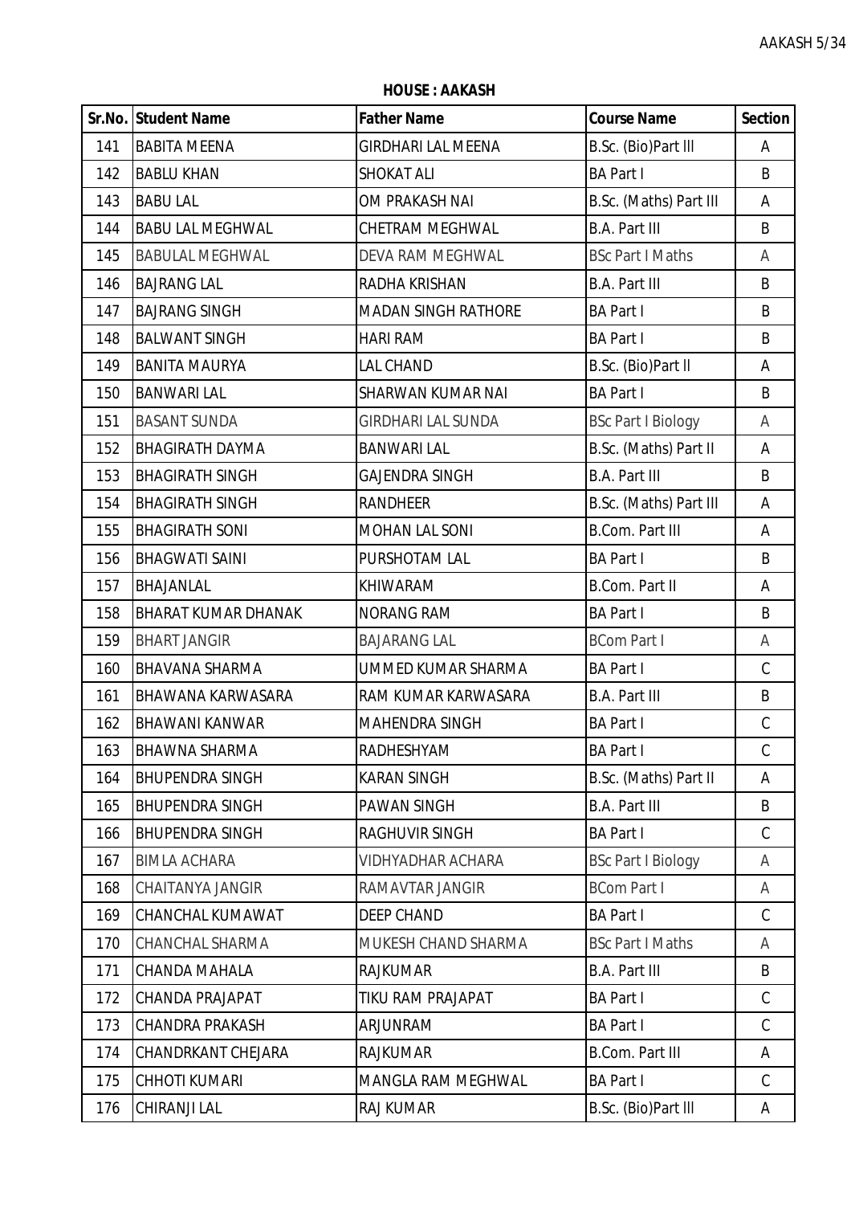**HOUSE : AAKASH**

| Sr.No. | Student Name | Father Name | Course Name | Section |
|---|---|---|---|---|
| 141 | BABITA MEENA | GIRDHARI LAL MEENA | B.Sc. (Bio)Part III | A |
| 142 | BABLU KHAN | SHOKAT ALI | BA Part I | B |
| 143 | BABU LAL | OM PRAKASH NAI | B.Sc. (Maths) Part III | A |
| 144 | BABU LAL MEGHWAL | CHETRAM MEGHWAL | B.A. Part III | B |
| 145 | BABULAL MEGHWAL | DEVA RAM MEGHWAL | BSc Part I Maths | A |
| 146 | BAJRANG LAL | RADHA KRISHAN | B.A. Part III | B |
| 147 | BAJRANG SINGH | MADAN SINGH RATHORE | BA Part I | B |
| 148 | BALWANT SINGH | HARI RAM | BA Part I | B |
| 149 | BANITA MAURYA | LAL CHAND | B.Sc. (Bio)Part II | A |
| 150 | BANWARI LAL | SHARWAN KUMAR NAI | BA Part I | B |
| 151 | BASANT SUNDA | GIRDHARI LAL SUNDA | BSc Part I Biology | A |
| 152 | BHAGIRATH DAYMA | BANWARI LAL | B.Sc. (Maths) Part II | A |
| 153 | BHAGIRATH SINGH | GAJENDRA SINGH | B.A. Part III | B |
| 154 | BHAGIRATH SINGH | RANDHEER | B.Sc. (Maths) Part III | A |
| 155 | BHAGIRATH SONI | MOHAN LAL SONI | B.Com. Part III | A |
| 156 | BHAGWATI SAINI | PURSHOTAM LAL | BA Part I | B |
| 157 | BHAJANLAL | KHIWARAM | B.Com. Part II | A |
| 158 | BHARAT KUMAR DHANAK | NORANG RAM | BA Part I | B |
| 159 | BHART JANGIR | BAJARANG LAL | BCom Part I | A |
| 160 | BHAVANA SHARMA | UMMED KUMAR SHARMA | BA Part I | C |
| 161 | BHAWANA KARWASARA | RAM KUMAR KARWASARA | B.A. Part III | B |
| 162 | BHAWANI KANWAR | MAHENDRA SINGH | BA Part I | C |
| 163 | BHAWNA SHARMA | RADHESHYAM | BA Part I | C |
| 164 | BHUPENDRA SINGH | KARAN SINGH | B.Sc. (Maths) Part II | A |
| 165 | BHUPENDRA SINGH | PAWAN SINGH | B.A. Part III | B |
| 166 | BHUPENDRA SINGH | RAGHUVIR SINGH | BA Part I | C |
| 167 | BIMLA ACHARA | VIDHYADHAR ACHARA | BSc Part I Biology | A |
| 168 | CHAITANYA JANGIR | RAMAVTAR JANGIR | BCom Part I | A |
| 169 | CHANCHAL KUMAWAT | DEEP CHAND | BA Part I | C |
| 170 | CHANCHAL SHARMA | MUKESH CHAND SHARMA | BSc Part I Maths | A |
| 171 | CHANDA MAHALA | RAJKUMAR | B.A. Part III | B |
| 172 | CHANDA PRAJAPAT | TIKU RAM PRAJAPAT | BA Part I | C |
| 173 | CHANDRA PRAKASH | ARJUNRAM | BA Part I | C |
| 174 | CHANDRKANT CHEJARA | RAJKUMAR | B.Com. Part III | A |
| 175 | CHHOTI KUMARI | MANGLA RAM MEGHWAL | BA Part I | C |
| 176 | CHIRANJI LAL | RAJ KUMAR | B.Sc. (Bio)Part III | A |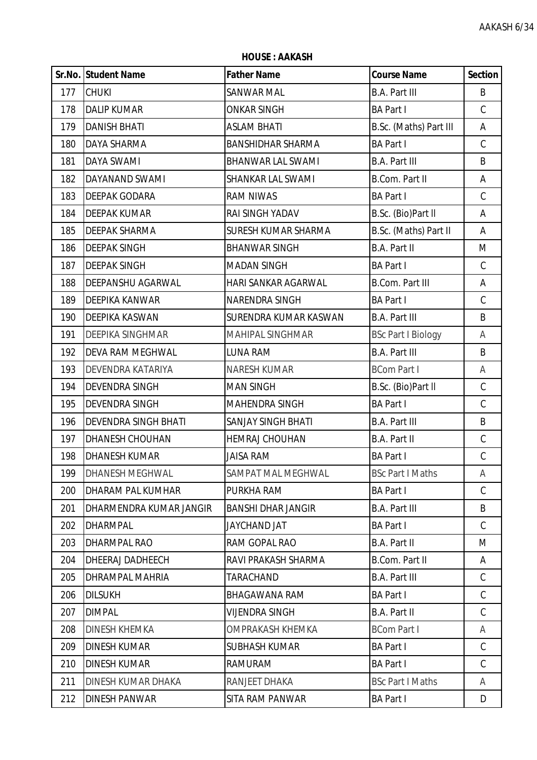**HOUSE : AAKASH**

| Sr.No. | Student Name | Father Name | Course Name | Section |
|---|---|---|---|---|
| 177 | CHUKI | SANWAR MAL | B.A. Part III | B |
| 178 | DALIP KUMAR | ONKAR SINGH | BA Part I | C |
| 179 | DANISH BHATI | ASLAM BHATI | B.Sc. (Maths) Part III | A |
| 180 | DAYA SHARMA | BANSHIDHAR SHARMA | BA Part I | C |
| 181 | DAYA SWAMI | BHANWAR LAL SWAMI | B.A. Part III | B |
| 182 | DAYANAND SWAMI | SHANKAR LAL SWAMI | B.Com. Part II | A |
| 183 | DEEPAK GODARA | RAM NIWAS | BA Part I | C |
| 184 | DEEPAK KUMAR | RAI SINGH YADAV | B.Sc. (Bio)Part II | A |
| 185 | DEEPAK SHARMA | SURESH KUMAR SHARMA | B.Sc. (Maths) Part II | A |
| 186 | DEEPAK SINGH | BHANWAR SINGH | B.A. Part II | M |
| 187 | DEEPAK SINGH | MADAN SINGH | BA Part I | C |
| 188 | DEEPANSHU AGARWAL | HARI SANKAR AGARWAL | B.Com. Part III | A |
| 189 | DEEPIKA KANWAR | NARENDRA SINGH | BA Part I | C |
| 190 | DEEPIKA KASWAN | SURENDRA KUMAR KASWAN | B.A. Part III | B |
| 191 | DEEPIKA SINGHMAR | MAHIPAL SINGHMAR | BSc Part I Biology | A |
| 192 | DEVA RAM MEGHWAL | LUNA RAM | B.A. Part III | B |
| 193 | DEVENDRA KATARIYA | NARESH KUMAR | BCom Part I | A |
| 194 | DEVENDRA SINGH | MAN SINGH | B.Sc. (Bio)Part II | C |
| 195 | DEVENDRA SINGH | MAHENDRA SINGH | BA Part I | C |
| 196 | DEVENDRA SINGH BHATI | SANJAY SINGH BHATI | B.A. Part III | B |
| 197 | DHANESH CHOUHAN | HEMRAJ CHOUHAN | B.A. Part II | C |
| 198 | DHANESH KUMAR | JAISA RAM | BA Part I | C |
| 199 | DHANESH MEGHWAL | SAMPAT MAL MEGHWAL | BSc Part I Maths | A |
| 200 | DHARAM PAL KUMHAR | PURKHA RAM | BA Part I | C |
| 201 | DHARMENDRA KUMAR JANGIR | BANSHI DHAR JANGIR | B.A. Part III | B |
| 202 | DHARMPAL | JAYCHAND JAT | BA Part I | C |
| 203 | DHARMPAL RAO | RAM GOPAL RAO | B.A. Part II | M |
| 204 | DHEERAJ DADHEECH | RAVI PRAKASH SHARMA | B.Com. Part II | A |
| 205 | DHRAMPAL MAHRIA | TARACHAND | B.A. Part III | C |
| 206 | DILSUKH | BHAGAWANA RAM | BA Part I | C |
| 207 | DIMPAL | VIJENDRA SINGH | B.A. Part II | C |
| 208 | DINESH KHEMKA | OMPRAKASH KHEMKA | BCom Part I | A |
| 209 | DINESH KUMAR | SUBHASH KUMAR | BA Part I | C |
| 210 | DINESH KUMAR | RAMURAM | BA Part I | C |
| 211 | DINESH KUMAR DHAKA | RANJEET DHAKA | BSc Part I Maths | A |
| 212 | DINESH PANWAR | SITA RAM PANWAR | BA Part I | D |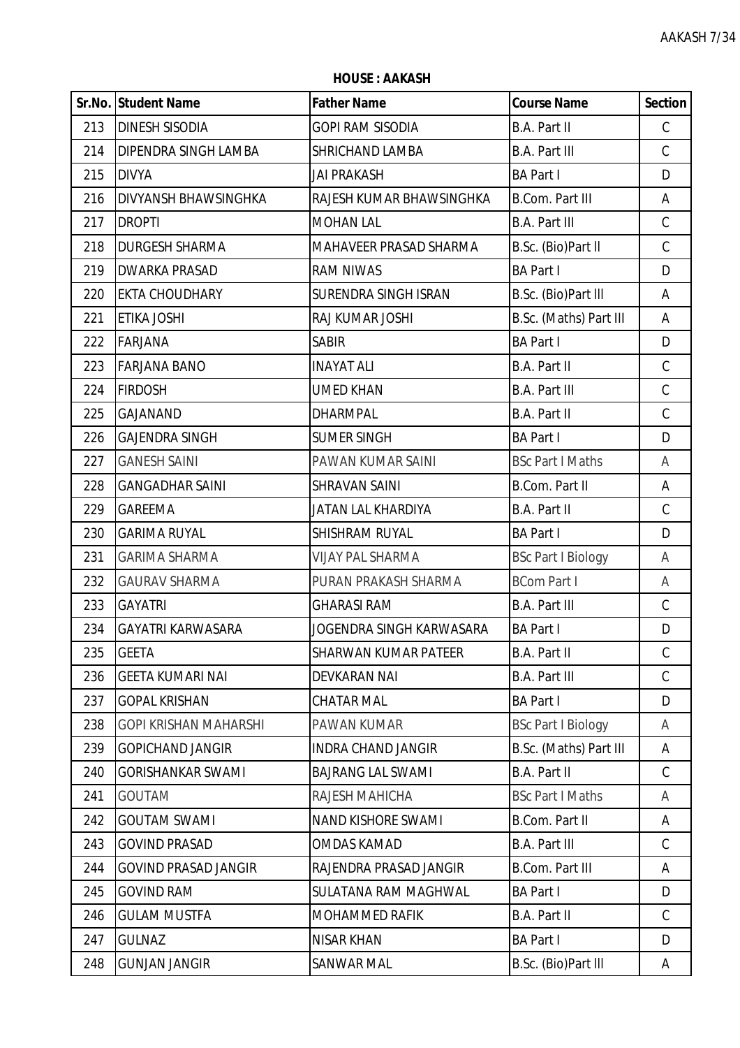**HOUSE : AAKASH**

| Sr.No. | Student Name | Father Name | Course Name | Section |
|---|---|---|---|---|
| 213 | DINESH SISODIA | GOPI RAM SISODIA | B.A. Part II | C |
| 214 | DIPENDRA SINGH LAMBA | SHRICHAND LAMBA | B.A. Part III | C |
| 215 | DIVYA | JAI PRAKASH | BA Part I | D |
| 216 | DIVYANSH BHAWSINGHKA | RAJESH KUMAR BHAWSINGHKA | B.Com. Part III | A |
| 217 | DROPTI | MOHAN LAL | B.A. Part III | C |
| 218 | DURGESH SHARMA | MAHAVEER PRASAD SHARMA | B.Sc. (Bio)Part II | C |
| 219 | DWARKA PRASAD | RAM NIWAS | BA Part I | D |
| 220 | EKTA CHOUDHARY | SURENDRA SINGH ISRAN | B.Sc. (Bio)Part III | A |
| 221 | ETIKA JOSHI | RAJ KUMAR JOSHI | B.Sc. (Maths) Part III | A |
| 222 | FARJANA | SABIR | BA Part I | D |
| 223 | FARJANA BANO | INAYAT ALI | B.A. Part II | C |
| 224 | FIRDOSH | UMED KHAN | B.A. Part III | C |
| 225 | GAJANAND | DHARMPAL | B.A. Part II | C |
| 226 | GAJENDRA SINGH | SUMER SINGH | BA Part I | D |
| 227 | GANESH SAINI | PAWAN KUMAR SAINI | BSc Part I Maths | A |
| 228 | GANGADHAR SAINI | SHRAVAN SAINI | B.Com. Part II | A |
| 229 | GAREEMA | JATAN LAL KHARDIYA | B.A. Part II | C |
| 230 | GARIMA RUYAL | SHISHRAM RUYAL | BA Part I | D |
| 231 | GARIMA SHARMA | VIJAY PAL SHARMA | BSc Part I Biology | A |
| 232 | GAURAV SHARMA | PURAN PRAKASH SHARMA | BCom Part I | A |
| 233 | GAYATRI | GHARASI RAM | B.A. Part III | C |
| 234 | GAYATRI KARWASARA | JOGENDRA SINGH KARWASARA | BA Part I | D |
| 235 | GEETA | SHARWAN KUMAR PATEER | B.A. Part II | C |
| 236 | GEETA KUMARI NAI | DEVKARAN NAI | B.A. Part III | C |
| 237 | GOPAL KRISHAN | CHATAR MAL | BA Part I | D |
| 238 | GOPI KRISHAN MAHARSHI | PAWAN KUMAR | BSc Part I Biology | A |
| 239 | GOPICHAND JANGIR | INDRA CHAND JANGIR | B.Sc. (Maths) Part III | A |
| 240 | GORISHANKAR SWAMI | BAJRANG LAL SWAMI | B.A. Part II | C |
| 241 | GOUTAM | RAJESH MAHICHA | BSc Part I Maths | A |
| 242 | GOUTAM SWAMI | NAND KISHORE SWAMI | B.Com. Part II | A |
| 243 | GOVIND PRASAD | OMDAS KAMAD | B.A. Part III | C |
| 244 | GOVIND PRASAD JANGIR | RAJENDRA PRASAD JANGIR | B.Com. Part III | A |
| 245 | GOVIND RAM | SULATANA RAM MAGHWAL | BA Part I | D |
| 246 | GULAM MUSTFA | MOHAMMED RAFIK | B.A. Part II | C |
| 247 | GULNAZ | NISAR KHAN | BA Part I | D |
| 248 | GUNJAN JANGIR | SANWAR MAL | B.Sc. (Bio)Part III | A |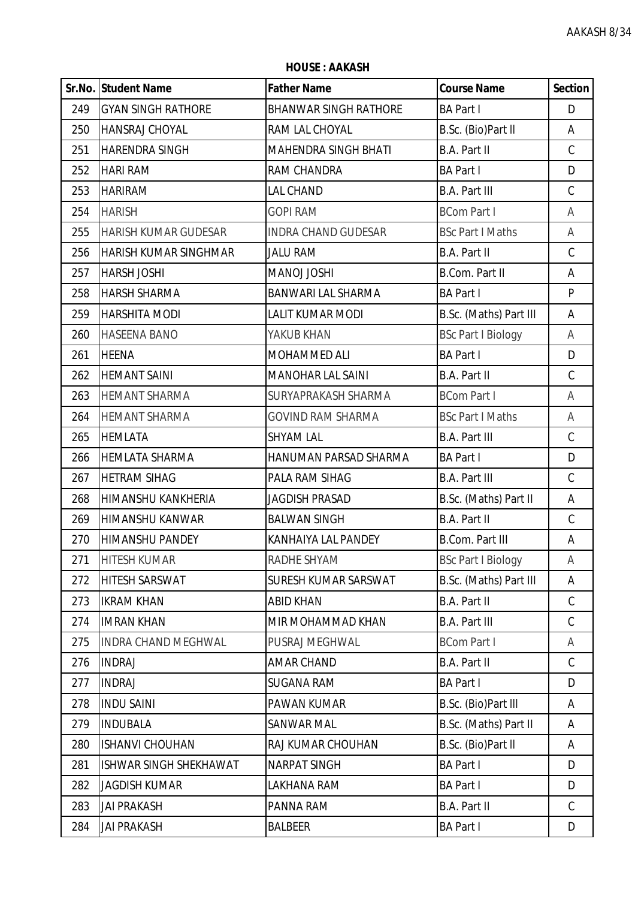**HOUSE : AAKASH**

| Sr.No. | Student Name | Father Name | Course Name | Section |
|---|---|---|---|---|
| 249 | GYAN SINGH RATHORE | BHANWAR SINGH RATHORE | BA Part I | D |
| 250 | HANSRAJ CHOYAL | RAM LAL CHOYAL | B.Sc. (Bio)Part II | A |
| 251 | HARENDRA SINGH | MAHENDRA SINGH BHATI | B.A. Part II | C |
| 252 | HARI RAM | RAM CHANDRA | BA Part I | D |
| 253 | HARIRAM | LAL CHAND | B.A. Part III | C |
| 254 | HARISH | GOPI RAM | BCom Part I | A |
| 255 | HARISH KUMAR GUDESAR | INDRA CHAND GUDESAR | BSc Part I Maths | A |
| 256 | HARISH KUMAR SINGHMAR | JALU RAM | B.A. Part II | C |
| 257 | HARSH JOSHI | MANOJ JOSHI | B.Com. Part II | A |
| 258 | HARSH SHARMA | BANWARI LAL SHARMA | BA Part I | P |
| 259 | HARSHITA MODI | LALIT KUMAR MODI | B.Sc. (Maths) Part III | A |
| 260 | HASEENA BANO | YAKUB KHAN | BSc Part I Biology | A |
| 261 | HEENA | MOHAMMED ALI | BA Part I | D |
| 262 | HEMANT SAINI | MANOHAR LAL SAINI | B.A. Part II | C |
| 263 | HEMANT SHARMA | SURYAPRAKASH SHARMA | BCom Part I | A |
| 264 | HEMANT SHARMA | GOVIND RAM SHARMA | BSc Part I Maths | A |
| 265 | HEMLATA | SHYAM LAL | B.A. Part III | C |
| 266 | HEMLATA SHARMA | HANUMAN PARSAD SHARMA | BA Part I | D |
| 267 | HETRAM SIHAG | PALA RAM SIHAG | B.A. Part III | C |
| 268 | HIMANSHU KANKHERIA | JAGDISH PRASAD | B.Sc. (Maths) Part II | A |
| 269 | HIMANSHU KANWAR | BALWAN SINGH | B.A. Part II | C |
| 270 | HIMANSHU PANDEY | KANHAIYA LAL PANDEY | B.Com. Part III | A |
| 271 | HITESH KUMAR | RADHE SHYAM | BSc Part I Biology | A |
| 272 | HITESH SARSWAT | SURESH KUMAR SARSWAT | B.Sc. (Maths) Part III | A |
| 273 | IKRAM KHAN | ABID KHAN | B.A. Part II | C |
| 274 | IMRAN KHAN | MIR MOHAMMAD KHAN | B.A. Part III | C |
| 275 | INDRA CHAND MEGHWAL | PUSRAJ MEGHWAL | BCom Part I | A |
| 276 | INDRAJ | AMAR CHAND | B.A. Part II | C |
| 277 | INDRAJ | SUGANA RAM | BA Part I | D |
| 278 | INDU SAINI | PAWAN KUMAR | B.Sc. (Bio)Part III | A |
| 279 | INDUBALA | SANWAR MAL | B.Sc. (Maths) Part II | A |
| 280 | ISHANVI CHOUHAN | RAJ KUMAR CHOUHAN | B.Sc. (Bio)Part II | A |
| 281 | ISHWAR SINGH SHEKHAWAT | NARPAT SINGH | BA Part I | D |
| 282 | JAGDISH KUMAR | LAKHANA RAM | BA Part I | D |
| 283 | JAI PRAKASH | PANNA RAM | B.A. Part II | C |
| 284 | JAI PRAKASH | BALBEER | BA Part I | D |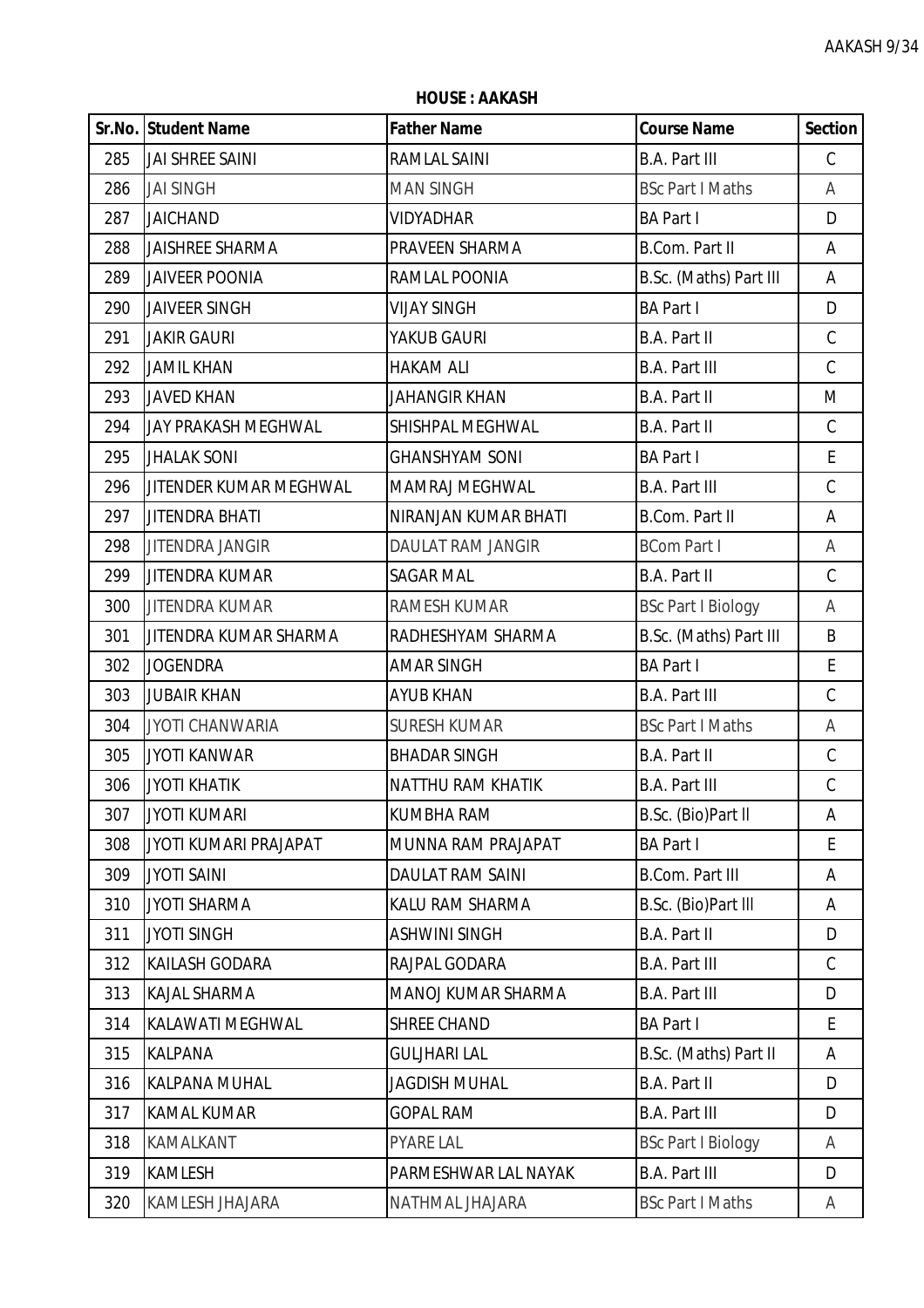**HOUSE : AAKASH**

| Sr.No. | Student Name | Father Name | Course Name | Section |
|---|---|---|---|---|
| 285 | JAI SHREE SAINI | RAMLAL SAINI | B.A. Part III | C |
| 286 | JAI SINGH | MAN SINGH | BSc Part I Maths | A |
| 287 | JAICHAND | VIDYADHAR | BA Part I | D |
| 288 | JAISHREE SHARMA | PRAVEEN SHARMA | B.Com. Part II | A |
| 289 | JAIVEER POONIA | RAMLAL POONIA | B.Sc. (Maths) Part III | A |
| 290 | JAIVEER SINGH | VIJAY SINGH | BA Part I | D |
| 291 | JAKIR GAURI | YAKUB GAURI | B.A. Part II | C |
| 292 | JAMIL KHAN | HAKAM ALI | B.A. Part III | C |
| 293 | JAVED KHAN | JAHANGIR KHAN | B.A. Part II | M |
| 294 | JAY PRAKASH MEGHWAL | SHISHPAL MEGHWAL | B.A. Part II | C |
| 295 | JHALAK SONI | GHANSHYAM SONI | BA Part I | E |
| 296 | JITENDER KUMAR MEGHWAL | MAMRAJ MEGHWAL | B.A. Part III | C |
| 297 | JITENDRA BHATI | NIRANJAN KUMAR BHATI | B.Com. Part II | A |
| 298 | JITENDRA JANGIR | DAULAT RAM JANGIR | BCom Part I | A |
| 299 | JITENDRA KUMAR | SAGAR MAL | B.A. Part II | C |
| 300 | JITENDRA KUMAR | RAMESH KUMAR | BSc Part I Biology | A |
| 301 | JITENDRA KUMAR SHARMA | RADHESHYAM SHARMA | B.Sc. (Maths) Part III | B |
| 302 | JOGENDRA | AMAR SINGH | BA Part I | E |
| 303 | JUBAIR KHAN | AYUB KHAN | B.A. Part III | C |
| 304 | JYOTI CHANWARIA | SURESH KUMAR | BSc Part I Maths | A |
| 305 | JYOTI KANWAR | BHADAR SINGH | B.A. Part II | C |
| 306 | JYOTI KHATIK | NATTHU RAM KHATIK | B.A. Part III | C |
| 307 | JYOTI KUMARI | KUMBHA RAM | B.Sc. (Bio)Part II | A |
| 308 | JYOTI KUMARI PRAJAPAT | MUNNA RAM PRAJAPAT | BA Part I | E |
| 309 | JYOTI SAINI | DAULAT RAM SAINI | B.Com. Part III | A |
| 310 | JYOTI SHARMA | KALU RAM SHARMA | B.Sc. (Bio)Part III | A |
| 311 | JYOTI SINGH | ASHWINI SINGH | B.A. Part II | D |
| 312 | KAILASH GODARA | RAJPAL GODARA | B.A. Part III | C |
| 313 | KAJAL SHARMA | MANOJ KUMAR SHARMA | B.A. Part III | D |
| 314 | KALAWATI MEGHWAL | SHREE CHAND | BA Part I | E |
| 315 | KALPANA | GULJHARI LAL | B.Sc. (Maths) Part II | A |
| 316 | KALPANA MUHAL | JAGDISH MUHAL | B.A. Part II | D |
| 317 | KAMAL KUMAR | GOPAL RAM | B.A. Part III | D |
| 318 | KAMALKANT | PYARE LAL | BSc Part I Biology | A |
| 319 | KAMLESH | PARMESHWAR LAL NAYAK | B.A. Part III | D |
| 320 | KAMLESH JHAJARA | NATHMAL JHAJARA | BSc Part I Maths | A |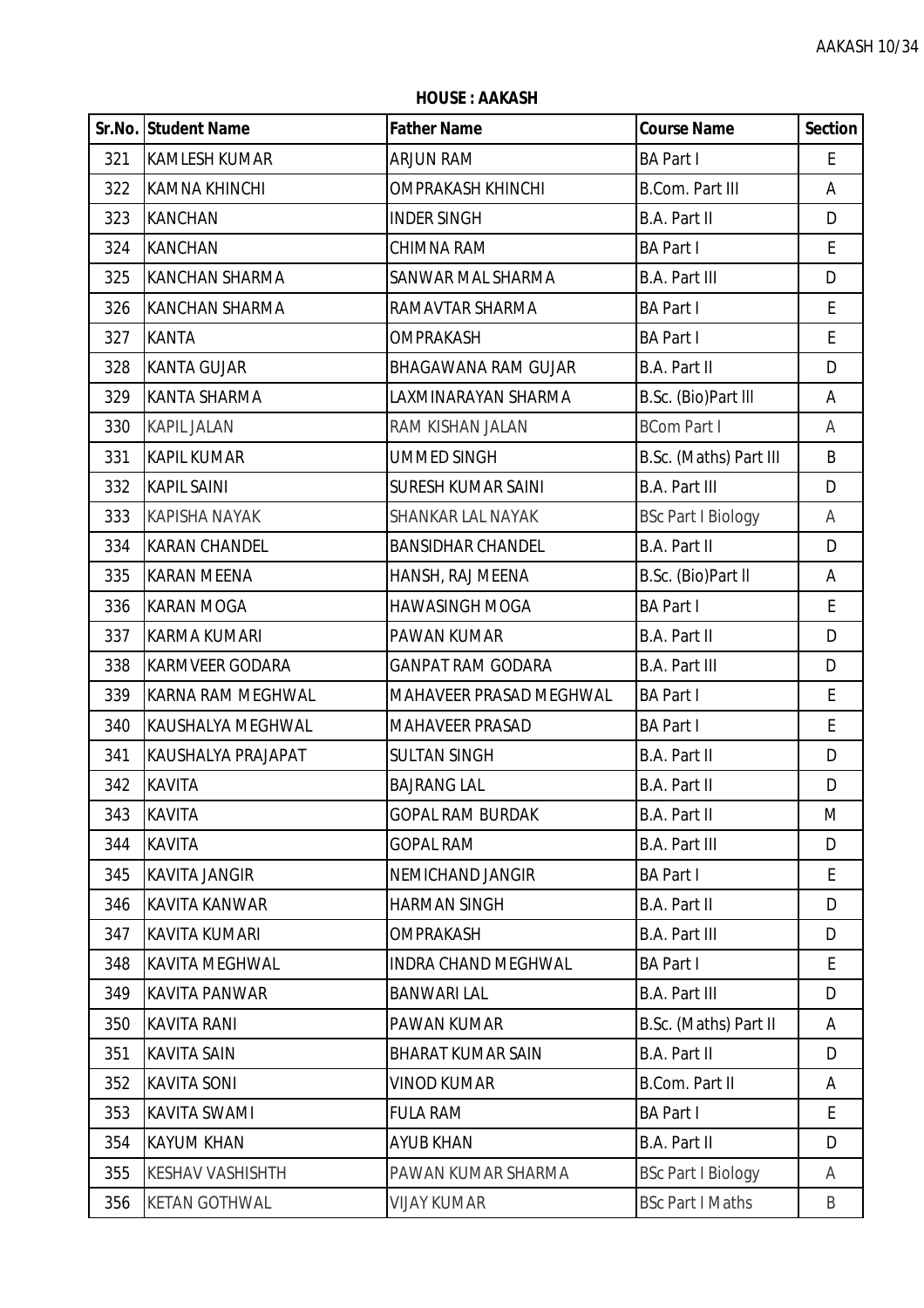**HOUSE : AAKASH**

| Sr.No. | Student Name | Father Name | Course Name | Section |
|---|---|---|---|---|
| 321 | KAMLESH KUMAR | ARJUN RAM | BA Part I | E |
| 322 | KAMNA KHINCHI | OMPRAKASH KHINCHI | B.Com. Part III | A |
| 323 | KANCHAN | INDER SINGH | B.A. Part II | D |
| 324 | KANCHAN | CHIMNA RAM | BA Part I | E |
| 325 | KANCHAN SHARMA | SANWAR MAL SHARMA | B.A. Part III | D |
| 326 | KANCHAN SHARMA | RAMAVTAR SHARMA | BA Part I | E |
| 327 | KANTA | OMPRAKASH | BA Part I | E |
| 328 | KANTA GUJAR | BHAGAWANA RAM GUJAR | B.A. Part II | D |
| 329 | KANTA SHARMA | LAXMINARAYAN SHARMA | B.Sc. (Bio)Part III | A |
| 330 | KAPIL JALAN | RAM KISHAN JALAN | BCom Part I | A |
| 331 | KAPIL KUMAR | UMMED SINGH | B.Sc. (Maths) Part III | B |
| 332 | KAPIL SAINI | SURESH KUMAR SAINI | B.A. Part III | D |
| 333 | KAPISHA NAYAK | SHANKAR LAL NAYAK | BSc Part I Biology | A |
| 334 | KARAN CHANDEL | BANSIDHAR CHANDEL | B.A. Part II | D |
| 335 | KARAN MEENA | HANSH, RAJ MEENA | B.Sc. (Bio)Part II | A |
| 336 | KARAN MOGA | HAWASINGH MOGA | BA Part I | E |
| 337 | KARMA KUMARI | PAWAN KUMAR | B.A. Part II | D |
| 338 | KARMVEER GODARA | GANPAT RAM GODARA | B.A. Part III | D |
| 339 | KARNA RAM MEGHWAL | MAHAVEER PRASAD MEGHWAL | BA Part I | E |
| 340 | KAUSHALYA MEGHWAL | MAHAVEER PRASAD | BA Part I | E |
| 341 | KAUSHALYA PRAJAPAT | SULTAN SINGH | B.A. Part II | D |
| 342 | KAVITA | BAJRANG LAL | B.A. Part II | D |
| 343 | KAVITA | GOPAL RAM BURDAK | B.A. Part II | M |
| 344 | KAVITA | GOPAL RAM | B.A. Part III | D |
| 345 | KAVITA JANGIR | NEMICHAND JANGIR | BA Part I | E |
| 346 | KAVITA KANWAR | HARMAN SINGH | B.A. Part II | D |
| 347 | KAVITA KUMARI | OMPRAKASH | B.A. Part III | D |
| 348 | KAVITA MEGHWAL | INDRA CHAND MEGHWAL | BA Part I | E |
| 349 | KAVITA PANWAR | BANWARI LAL | B.A. Part III | D |
| 350 | KAVITA RANI | PAWAN KUMAR | B.Sc. (Maths) Part II | A |
| 351 | KAVITA SAIN | BHARAT KUMAR SAIN | B.A. Part II | D |
| 352 | KAVITA SONI | VINOD KUMAR | B.Com. Part II | A |
| 353 | KAVITA SWAMI | FULA RAM | BA Part I | E |
| 354 | KAYUM KHAN | AYUB KHAN | B.A. Part II | D |
| 355 | KESHAV VASHISHTH | PAWAN KUMAR SHARMA | BSc Part I Biology | A |
| 356 | KETAN GOTHWAL | VIJAY KUMAR | BSc Part I Maths | B |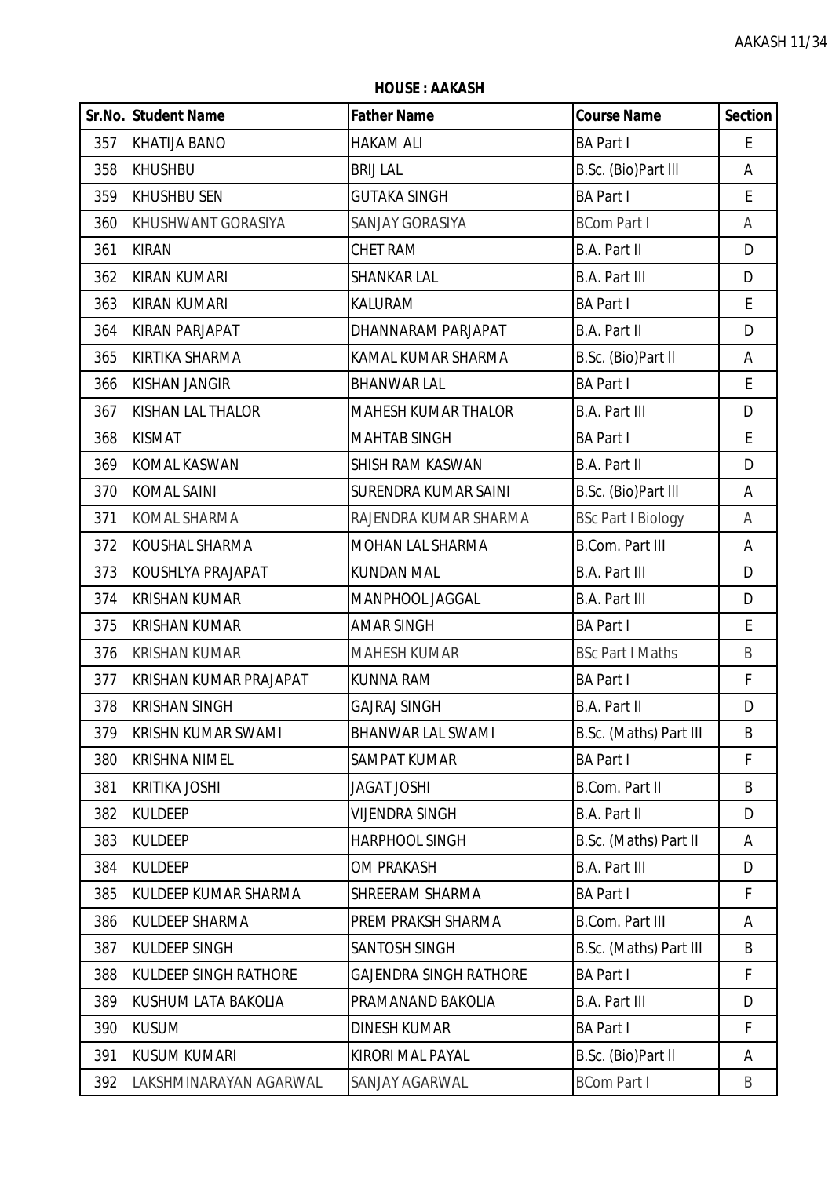**HOUSE : AAKASH**

| Sr.No. | Student Name | Father Name | Course Name | Section |
|---|---|---|---|---|
| 357 | KHATIJA BANO | HAKAM ALI | BA Part I | E |
| 358 | KHUSHBU | BRIJ LAL | B.Sc. (Bio)Part III | A |
| 359 | KHUSHBU SEN | GUTAKA SINGH | BA Part I | E |
| 360 | KHUSHWANT GORASIYA | SANJAY GORASIYA | BCom Part I | A |
| 361 | KIRAN | CHET RAM | B.A. Part II | D |
| 362 | KIRAN KUMARI | SHANKAR LAL | B.A. Part III | D |
| 363 | KIRAN KUMARI | KALURAM | BA Part I | E |
| 364 | KIRAN PARJAPAT | DHANNARAM PARJAPAT | B.A. Part II | D |
| 365 | KIRTIKA SHARMA | KAMAL KUMAR SHARMA | B.Sc. (Bio)Part II | A |
| 366 | KISHAN JANGIR | BHANWAR LAL | BA Part I | E |
| 367 | KISHAN LAL THALOR | MAHESH KUMAR THALOR | B.A. Part III | D |
| 368 | KISMAT | MAHTAB SINGH | BA Part I | E |
| 369 | KOMAL KASWAN | SHISH RAM KASWAN | B.A. Part II | D |
| 370 | KOMAL SAINI | SURENDRA KUMAR SAINI | B.Sc. (Bio)Part III | A |
| 371 | KOMAL SHARMA | RAJENDRA KUMAR SHARMA | BSc Part I Biology | A |
| 372 | KOUSHAL SHARMA | MOHAN LAL SHARMA | B.Com. Part III | A |
| 373 | KOUSHLYA PRAJAPAT | KUNDAN MAL | B.A. Part III | D |
| 374 | KRISHAN KUMAR | MANPHOOL JAGGAL | B.A. Part III | D |
| 375 | KRISHAN KUMAR | AMAR SINGH | BA Part I | E |
| 376 | KRISHAN KUMAR | MAHESH KUMAR | BSc Part I Maths | B |
| 377 | KRISHAN KUMAR PRAJAPAT | KUNNA RAM | BA Part I | F |
| 378 | KRISHAN SINGH | GAJRAJ SINGH | B.A. Part II | D |
| 379 | KRISHN KUMAR SWAMI | BHANWAR LAL SWAMI | B.Sc. (Maths) Part III | B |
| 380 | KRISHNA NIMEL | SAMPAT KUMAR | BA Part I | F |
| 381 | KRITIKA JOSHI | JAGAT JOSHI | B.Com. Part II | B |
| 382 | KULDEEP | VIJENDRA SINGH | B.A. Part II | D |
| 383 | KULDEEP | HARPHOOL SINGH | B.Sc. (Maths) Part II | A |
| 384 | KULDEEP | OM PRAKASH | B.A. Part III | D |
| 385 | KULDEEP KUMAR SHARMA | SHREERAM SHARMA | BA Part I | F |
| 386 | KULDEEP SHARMA | PREM PRAKSH SHARMA | B.Com. Part III | A |
| 387 | KULDEEP SINGH | SANTOSH SINGH | B.Sc. (Maths) Part III | B |
| 388 | KULDEEP SINGH RATHORE | GAJENDRA SINGH RATHORE | BA Part I | F |
| 389 | KUSHUM LATA BAKOLIA | PRAMANAND BAKOLIA | B.A. Part III | D |
| 390 | KUSUM | DINESH KUMAR | BA Part I | F |
| 391 | KUSUM KUMARI | KIRORI MAL PAYAL | B.Sc. (Bio)Part II | A |
| 392 | LAKSHMINARAYAN AGARWAL | SANJAY AGARWAL | BCom Part I | B |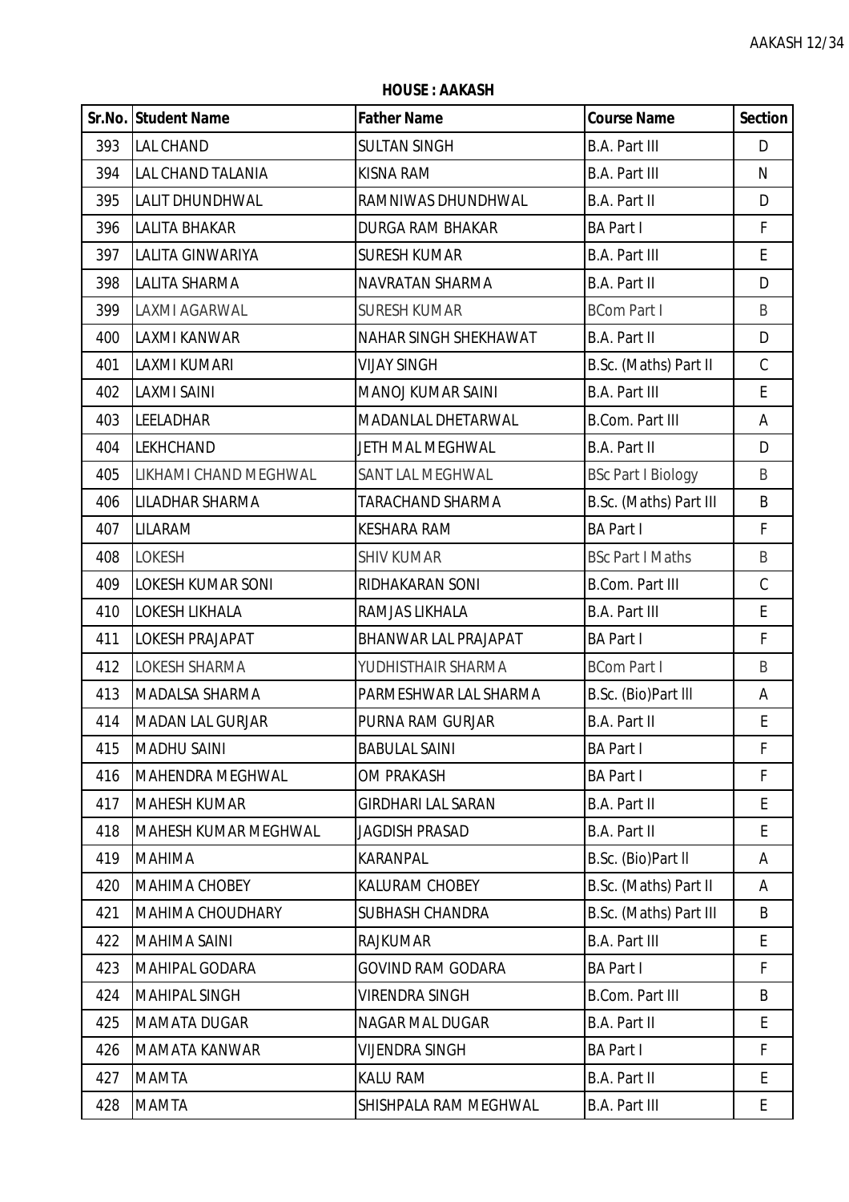**HOUSE : AAKASH**

| Sr.No. | Student Name | Father Name | Course Name | Section |
|---|---|---|---|---|
| 393 | LAL CHAND | SULTAN SINGH | B.A. Part III | D |
| 394 | LAL CHAND TALANIA | KISNA RAM | B.A. Part III | N |
| 395 | LALIT DHUNDHWAL | RAMNIWAS DHUNDHWAL | B.A. Part II | D |
| 396 | LALITA BHAKAR | DURGA RAM BHAKAR | BA Part I | F |
| 397 | LALITA GINWARIYA | SURESH KUMAR | B.A. Part III | E |
| 398 | LALITA SHARMA | NAVRATAN SHARMA | B.A. Part II | D |
| 399 | LAXMI AGARWAL | SURESH KUMAR | BCom Part I | B |
| 400 | LAXMI KANWAR | NAHAR SINGH SHEKHAWAT | B.A. Part II | D |
| 401 | LAXMI KUMARI | VIJAY SINGH | B.Sc. (Maths) Part II | C |
| 402 | LAXMI SAINI | MANOJ KUMAR SAINI | B.A. Part III | E |
| 403 | LEELADHAR | MADANLAL DHETARWAL | B.Com. Part III | A |
| 404 | LEKHCHAND | JETH MAL MEGHWAL | B.A. Part II | D |
| 405 | LIKHAMI CHAND MEGHWAL | SANT LAL MEGHWAL | BSc Part I Biology | B |
| 406 | LILADHAR SHARMA | TARACHAND SHARMA | B.Sc. (Maths) Part III | B |
| 407 | LILARAM | KESHARA RAM | BA Part I | F |
| 408 | LOKESH | SHIV KUMAR | BSc Part I Maths | B |
| 409 | LOKESH KUMAR SONI | RIDHAKARAN SONI | B.Com. Part III | C |
| 410 | LOKESH LIKHALA | RAMJAS LIKHALA | B.A. Part III | E |
| 411 | LOKESH PRAJAPAT | BHANWAR LAL PRAJAPAT | BA Part I | F |
| 412 | LOKESH SHARMA | YUDHISTHAIR SHARMA | BCom Part I | B |
| 413 | MADALSA SHARMA | PARMESHWAR LAL SHARMA | B.Sc. (Bio)Part III | A |
| 414 | MADAN LAL GURJAR | PURNA RAM GURJAR | B.A. Part II | E |
| 415 | MADHU SAINI | BABULAL SAINI | BA Part I | F |
| 416 | MAHENDRA MEGHWAL | OM PRAKASH | BA Part I | F |
| 417 | MAHESH KUMAR | GIRDHARI LAL SARAN | B.A. Part II | E |
| 418 | MAHESH KUMAR MEGHWAL | JAGDISH PRASAD | B.A. Part II | E |
| 419 | MAHIMA | KARANPAL | B.Sc. (Bio)Part II | A |
| 420 | MAHIMA CHOBEY | KALURAM CHOBEY | B.Sc. (Maths) Part II | A |
| 421 | MAHIMA CHOUDHARY | SUBHASH CHANDRA | B.Sc. (Maths) Part III | B |
| 422 | MAHIMA SAINI | RAJKUMAR | B.A. Part III | E |
| 423 | MAHIPAL GODARA | GOVIND RAM GODARA | BA Part I | F |
| 424 | MAHIPAL SINGH | VIRENDRA SINGH | B.Com. Part III | B |
| 425 | MAMATA DUGAR | NAGAR MAL DUGAR | B.A. Part II | E |
| 426 | MAMATA KANWAR | VIJENDRA SINGH | BA Part I | F |
| 427 | MAMTA | KALU RAM | B.A. Part II | E |
| 428 | MAMTA | SHISHPALA RAM MEGHWAL | B.A. Part III | E |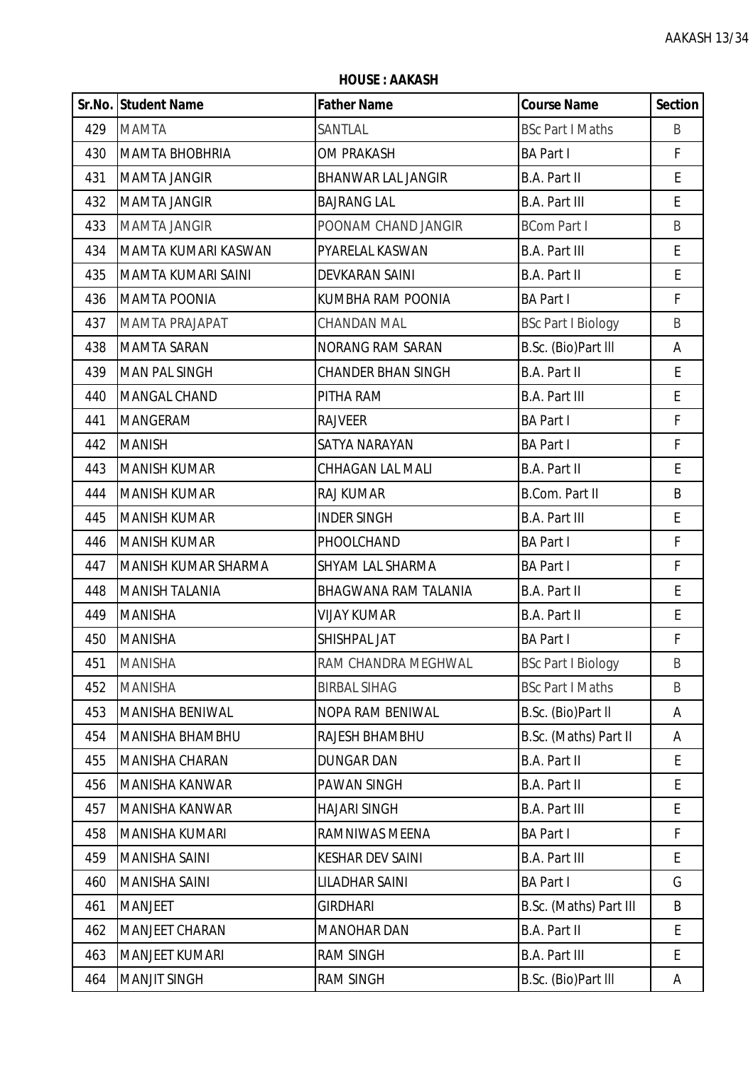**HOUSE : AAKASH**

| Sr.No. | Student Name | Father Name | Course Name | Section |
|---|---|---|---|---|
| 429 | MAMTA | SANTLAL | BSc Part I Maths | B |
| 430 | MAMTA BHOBHRIA | OM PRAKASH | BA Part I | F |
| 431 | MAMTA JANGIR | BHANWAR LAL JANGIR | B.A. Part II | E |
| 432 | MAMTA JANGIR | BAJRANG LAL | B.A. Part III | E |
| 433 | MAMTA JANGIR | POONAM CHAND JANGIR | BCom Part I | B |
| 434 | MAMTA KUMARI KASWAN | PYARELAL KASWAN | B.A. Part III | E |
| 435 | MAMTA KUMARI SAINI | DEVKARAN SAINI | B.A. Part II | E |
| 436 | MAMTA POONIA | KUMBHA RAM POONIA | BA Part I | F |
| 437 | MAMTA PRAJAPAT | CHANDAN MAL | BSc Part I Biology | B |
| 438 | MAMTA SARAN | NORANG RAM SARAN | B.Sc. (Bio)Part III | A |
| 439 | MAN PAL SINGH | CHANDER BHAN SINGH | B.A. Part II | E |
| 440 | MANGAL CHAND | PITHA RAM | B.A. Part III | E |
| 441 | MANGERAM | RAJVEER | BA Part I | F |
| 442 | MANISH | SATYA NARAYAN | BA Part I | F |
| 443 | MANISH KUMAR | CHHAGAN LAL MALI | B.A. Part II | E |
| 444 | MANISH KUMAR | RAJ KUMAR | B.Com. Part II | B |
| 445 | MANISH KUMAR | INDER SINGH | B.A. Part III | E |
| 446 | MANISH KUMAR | PHOOLCHAND | BA Part I | F |
| 447 | MANISH KUMAR SHARMA | SHYAM LAL SHARMA | BA Part I | F |
| 448 | MANISH TALANIA | BHAGWANA RAM TALANIA | B.A. Part II | E |
| 449 | MANISHA | VIJAY KUMAR | B.A. Part II | E |
| 450 | MANISHA | SHISHPAL JAT | BA Part I | F |
| 451 | MANISHA | RAM CHANDRA MEGHWAL | BSc Part I Biology | B |
| 452 | MANISHA | BIRBAL SIHAG | BSc Part I Maths | B |
| 453 | MANISHA BENIWAL | NOPA RAM BENIWAL | B.Sc. (Bio)Part II | A |
| 454 | MANISHA BHAMBHU | RAJESH BHAMBHU | B.Sc. (Maths) Part II | A |
| 455 | MANISHA CHARAN | DUNGAR DAN | B.A. Part II | E |
| 456 | MANISHA KANWAR | PAWAN SINGH | B.A. Part II | E |
| 457 | MANISHA KANWAR | HAJARI SINGH | B.A. Part III | E |
| 458 | MANISHA KUMARI | RAMNIWAS MEENA | BA Part I | F |
| 459 | MANISHA SAINI | KESHAR DEV SAINI | B.A. Part III | E |
| 460 | MANISHA SAINI | LILADHAR SAINI | BA Part I | G |
| 461 | MANJEET | GIRDHARI | B.Sc. (Maths) Part III | B |
| 462 | MANJEET CHARAN | MANOHAR DAN | B.A. Part II | E |
| 463 | MANJEET KUMARI | RAM SINGH | B.A. Part III | E |
| 464 | MANJIT SINGH | RAM SINGH | B.Sc. (Bio)Part III | A |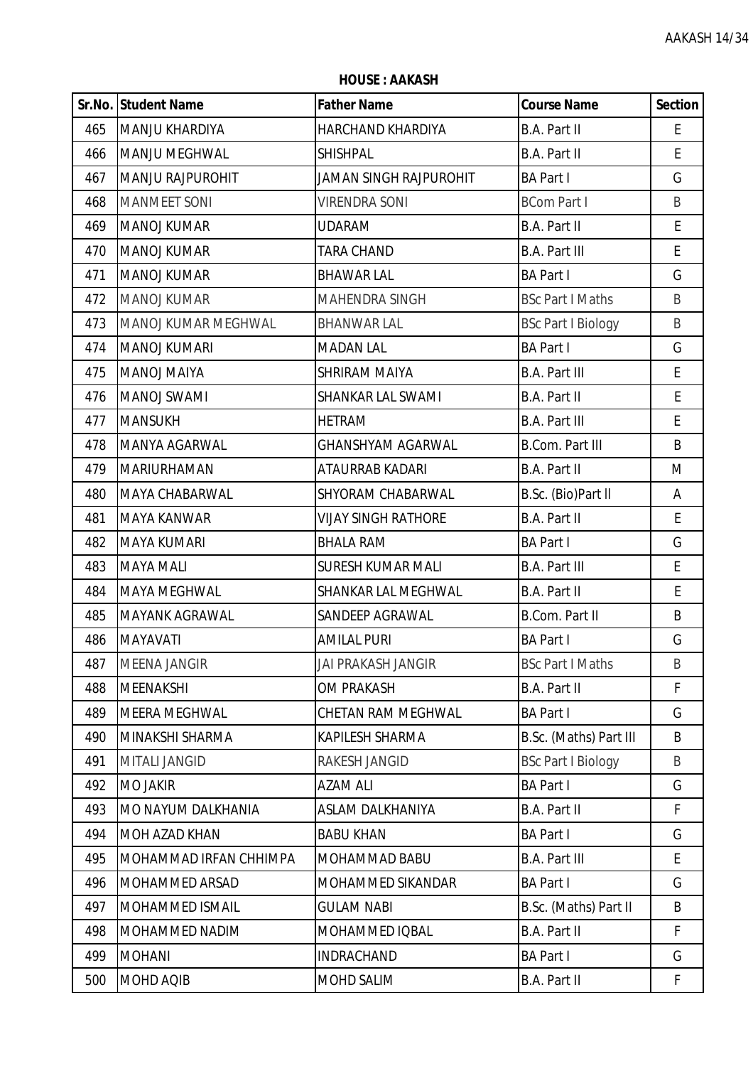**HOUSE : AAKASH**

| Sr.No. | Student Name | Father Name | Course Name | Section |
|---|---|---|---|---|
| 465 | MANJU KHARDIYA | HARCHAND KHARDIYA | B.A. Part II | E |
| 466 | MANJU MEGHWAL | SHISHPAL | B.A. Part II | E |
| 467 | MANJU RAJPUROHIT | JAMAN SINGH RAJPUROHIT | BA Part I | G |
| 468 | MANMEET SONI | VIRENDRA SONI | BCom Part I | B |
| 469 | MANOJ KUMAR | UDARAM | B.A. Part II | E |
| 470 | MANOJ KUMAR | TARA CHAND | B.A. Part III | E |
| 471 | MANOJ KUMAR | BHAWAR LAL | BA Part I | G |
| 472 | MANOJ KUMAR | MAHENDRA SINGH | BSc Part I Maths | B |
| 473 | MANOJ KUMAR MEGHWAL | BHANWAR LAL | BSc Part I Biology | B |
| 474 | MANOJ KUMARI | MADAN LAL | BA Part I | G |
| 475 | MANOJ MAIYA | SHRIRAM MAIYA | B.A. Part III | E |
| 476 | MANOJ SWAMI | SHANKAR LAL SWAMI | B.A. Part II | E |
| 477 | MANSUKH | HETRAM | B.A. Part III | E |
| 478 | MANYA AGARWAL | GHANSHYAM AGARWAL | B.Com. Part III | B |
| 479 | MARIURHAMAN | ATAURRAB KADARI | B.A. Part II | M |
| 480 | MAYA CHABARWAL | SHYORAM CHABARWAL | B.Sc. (Bio)Part II | A |
| 481 | MAYA KANWAR | VIJAY SINGH RATHORE | B.A. Part II | E |
| 482 | MAYA KUMARI | BHALA RAM | BA Part I | G |
| 483 | MAYA MALI | SURESH KUMAR MALI | B.A. Part III | E |
| 484 | MAYA MEGHWAL | SHANKAR LAL MEGHWAL | B.A. Part II | E |
| 485 | MAYANK AGRAWAL | SANDEEP AGRAWAL | B.Com. Part II | B |
| 486 | MAYAVATI | AMILAL PURI | BA Part I | G |
| 487 | MEENA JANGIR | JAI PRAKASH JANGIR | BSc Part I Maths | B |
| 488 | MEENAKSHI | OM PRAKASH | B.A. Part II | F |
| 489 | MEERA MEGHWAL | CHETAN RAM MEGHWAL | BA Part I | G |
| 490 | MINAKSHI SHARMA | KAPILESH SHARMA | B.Sc. (Maths) Part III | B |
| 491 | MITALI JANGID | RAKESH JANGID | BSc Part I Biology | B |
| 492 | MO JAKIR | AZAM ALI | BA Part I | G |
| 493 | MO NAYUM DALKHANIA | ASLAM DALKHANIYA | B.A. Part II | F |
| 494 | MOH AZAD KHAN | BABU KHAN | BA Part I | G |
| 495 | MOHAMMAD IRFAN CHHIMPA | MOHAMMAD BABU | B.A. Part III | E |
| 496 | MOHAMMED ARSAD | MOHAMMED SIKANDAR | BA Part I | G |
| 497 | MOHAMMED ISMAIL | GULAM NABI | B.Sc. (Maths) Part II | B |
| 498 | MOHAMMED NADIM | MOHAMMED IQBAL | B.A. Part II | F |
| 499 | MOHANI | INDRACHAND | BA Part I | G |
| 500 | MOHD AQIB | MOHD SALIM | B.A. Part II | F |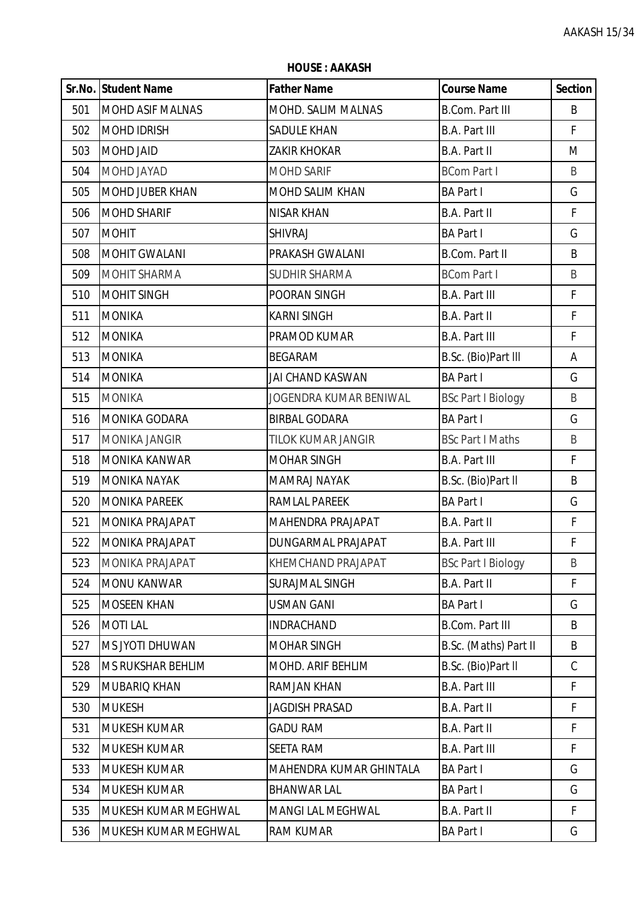**HOUSE : AAKASH**

| Sr.No. | Student Name | Father Name | Course Name | Section |
|---|---|---|---|---|
| 501 | MOHD ASIF MALNAS | MOHD. SALIM MALNAS | B.Com. Part III | B |
| 502 | MOHD IDRISH | SADULE KHAN | B.A. Part III | F |
| 503 | MOHD JAID | ZAKIR KHOKAR | B.A. Part II | M |
| 504 | MOHD JAYAD | MOHD SARIF | BCom Part I | B |
| 505 | MOHD JUBER KHAN | MOHD SALIM KHAN | BA Part I | G |
| 506 | MOHD SHARIF | NISAR KHAN | B.A. Part II | F |
| 507 | MOHIT | SHIVRAJ | BA Part I | G |
| 508 | MOHIT GWALANI | PRAKASH GWALANI | B.Com. Part II | B |
| 509 | MOHIT SHARMA | SUDHIR SHARMA | BCom Part I | B |
| 510 | MOHIT SINGH | POORAN SINGH | B.A. Part III | F |
| 511 | MONIKA | KARNI SINGH | B.A. Part II | F |
| 512 | MONIKA | PRAMOD KUMAR | B.A. Part III | F |
| 513 | MONIKA | BEGARAM | B.Sc. (Bio)Part III | A |
| 514 | MONIKA | JAI CHAND KASWAN | BA Part I | G |
| 515 | MONIKA | JOGENDRA KUMAR BENIWAL | BSc Part I Biology | B |
| 516 | MONIKA GODARA | BIRBAL GODARA | BA Part I | G |
| 517 | MONIKA JANGIR | TILOK KUMAR JANGIR | BSc Part I Maths | B |
| 518 | MONIKA KANWAR | MOHAR SINGH | B.A. Part III | F |
| 519 | MONIKA NAYAK | MAMRAJ NAYAK | B.Sc. (Bio)Part II | B |
| 520 | MONIKA PAREEK | RAMLAL PAREEK | BA Part I | G |
| 521 | MONIKA PRAJAPAT | MAHENDRA PRAJAPAT | B.A. Part II | F |
| 522 | MONIKA PRAJAPAT | DUNGARMAL PRAJAPAT | B.A. Part III | F |
| 523 | MONIKA PRAJAPAT | KHEMCHAND PRAJAPAT | BSc Part I Biology | B |
| 524 | MONU KANWAR | SURAJMAL SINGH | B.A. Part II | F |
| 525 | MOSEEN KHAN | USMAN GANI | BA Part I | G |
| 526 | MOTI LAL | INDRACHAND | B.Com. Part III | B |
| 527 | MS JYOTI DHUWAN | MOHAR SINGH | B.Sc. (Maths) Part II | B |
| 528 | MS RUKSHAR BEHLIM | MOHD. ARIF BEHLIM | B.Sc. (Bio)Part II | C |
| 529 | MUBARIQ KHAN | RAMJAN KHAN | B.A. Part III | F |
| 530 | MUKESH | JAGDISH PRASAD | B.A. Part II | F |
| 531 | MUKESH KUMAR | GADU RAM | B.A. Part II | F |
| 532 | MUKESH KUMAR | SEETA RAM | B.A. Part III | F |
| 533 | MUKESH KUMAR | MAHENDRA KUMAR GHINTALA | BA Part I | G |
| 534 | MUKESH KUMAR | BHANWAR LAL | BA Part I | G |
| 535 | MUKESH KUMAR MEGHWAL | MANGI LAL MEGHWAL | B.A. Part II | F |
| 536 | MUKESH KUMAR MEGHWAL | RAM KUMAR | BA Part I | G |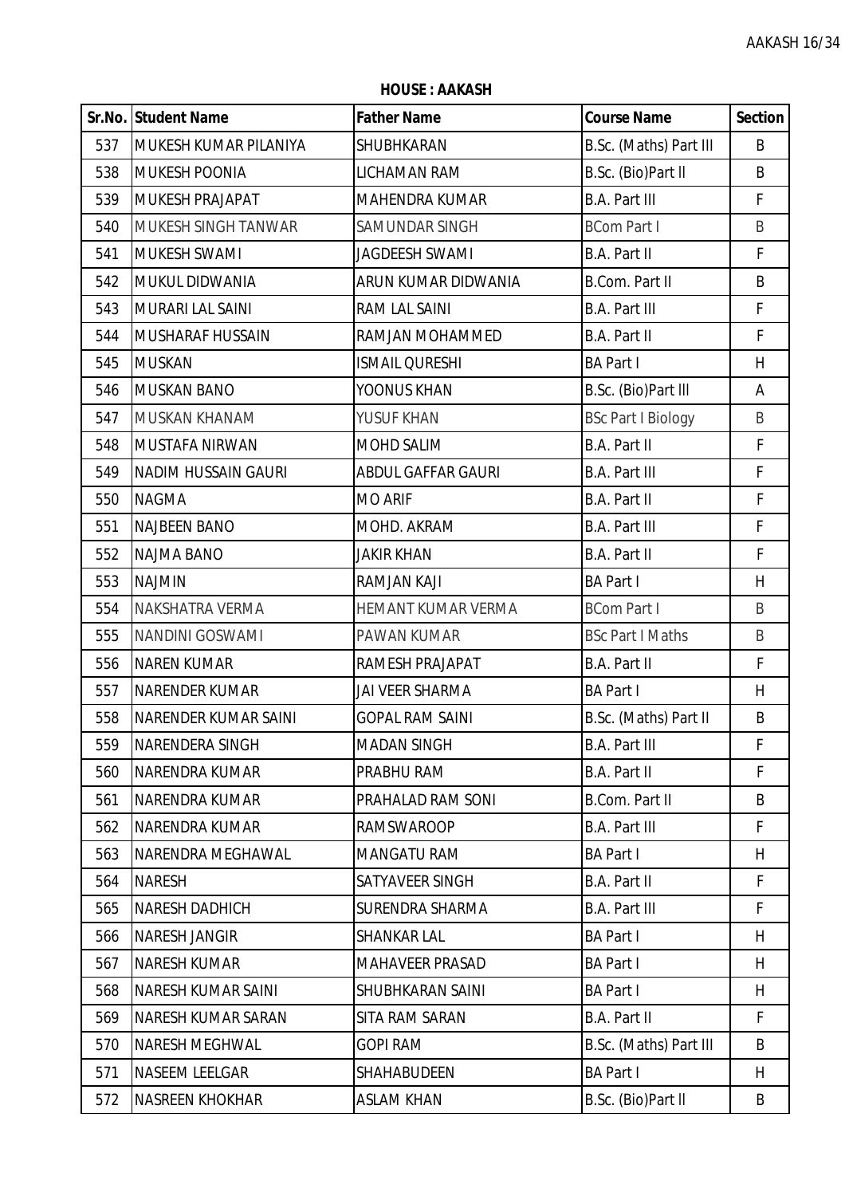**HOUSE : AAKASH**

| Sr.No. | Student Name | Father Name | Course Name | Section |
|---|---|---|---|---|
| 537 | MUKESH KUMAR PILANIYA | SHUBHKARAN | B.Sc. (Maths) Part III | B |
| 538 | MUKESH POONIA | LICHAMAN RAM | B.Sc. (Bio)Part II | B |
| 539 | MUKESH PRAJAPAT | MAHENDRA KUMAR | B.A. Part III | F |
| 540 | MUKESH SINGH TANWAR | SAMUNDAR SINGH | BCom Part I | B |
| 541 | MUKESH SWAMI | JAGDEESH SWAMI | B.A. Part II | F |
| 542 | MUKUL DIDWANIA | ARUN KUMAR DIDWANIA | B.Com. Part II | B |
| 543 | MURARI LAL SAINI | RAM LAL SAINI | B.A. Part III | F |
| 544 | MUSHARAF HUSSAIN | RAMJAN MOHAMMED | B.A. Part II | F |
| 545 | MUSKAN | ISMAIL QURESHI | BA Part I | H |
| 546 | MUSKAN BANO | YOONUS KHAN | B.Sc. (Bio)Part III | A |
| 547 | MUSKAN KHANAM | YUSUF KHAN | BSc Part I Biology | B |
| 548 | MUSTAFA NIRWAN | MOHD SALIM | B.A. Part II | F |
| 549 | NADIM HUSSAIN GAURI | ABDUL GAFFAR GAURI | B.A. Part III | F |
| 550 | NAGMA | MO ARIF | B.A. Part II | F |
| 551 | NAJBEEN BANO | MOHD. AKRAM | B.A. Part III | F |
| 552 | NAJMA BANO | JAKIR KHAN | B.A. Part II | F |
| 553 | NAJMIN | RAMJAN KAJI | BA Part I | H |
| 554 | NAKSHATRA VERMA | HEMANT KUMAR VERMA | BCom Part I | B |
| 555 | NANDINI GOSWAMI | PAWAN KUMAR | BSc Part I Maths | B |
| 556 | NAREN KUMAR | RAMESH PRAJAPAT | B.A. Part II | F |
| 557 | NARENDER KUMAR | JAI VEER SHARMA | BA Part I | H |
| 558 | NARENDER KUMAR SAINI | GOPAL RAM SAINI | B.Sc. (Maths) Part II | B |
| 559 | NARENDERA SINGH | MADAN SINGH | B.A. Part III | F |
| 560 | NARENDRA KUMAR | PRABHU RAM | B.A. Part II | F |
| 561 | NARENDRA KUMAR | PRAHALAD RAM SONI | B.Com. Part II | B |
| 562 | NARENDRA KUMAR | RAMSWAROOP | B.A. Part III | F |
| 563 | NARENDRA MEGHAWAL | MANGATU RAM | BA Part I | H |
| 564 | NARESH | SATYAVEER SINGH | B.A. Part II | F |
| 565 | NARESH DADHICH | SURENDRA SHARMA | B.A. Part III | F |
| 566 | NARESH JANGIR | SHANKAR LAL | BA Part I | H |
| 567 | NARESH KUMAR | MAHAVEER PRASAD | BA Part I | H |
| 568 | NARESH KUMAR SAINI | SHUBHKARAN SAINI | BA Part I | H |
| 569 | NARESH KUMAR SARAN | SITA RAM SARAN | B.A. Part II | F |
| 570 | NARESH MEGHWAL | GOPI RAM | B.Sc. (Maths) Part III | B |
| 571 | NASEEM LEELGAR | SHAHABUDEEN | BA Part I | H |
| 572 | NASREEN KHOKHAR | ASLAM KHAN | B.Sc. (Bio)Part II | B |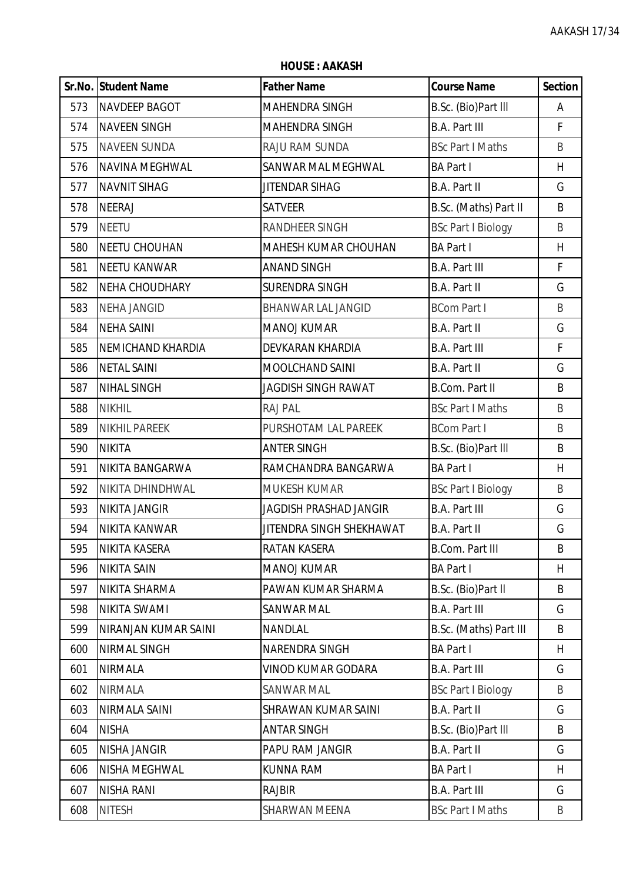**HOUSE : AAKASH**

| Sr.No. | Student Name | Father Name | Course Name | Section |
|---|---|---|---|---|
| 573 | NAVDEEP BAGOT | MAHENDRA SINGH | B.Sc. (Bio)Part III | A |
| 574 | NAVEEN SINGH | MAHENDRA SINGH | B.A. Part III | F |
| 575 | NAVEEN SUNDA | RAJU RAM SUNDA | BSc Part I Maths | B |
| 576 | NAVINA MEGHWAL | SANWAR MAL MEGHWAL | BA Part I | H |
| 577 | NAVNIT SIHAG | JITENDAR SIHAG | B.A. Part II | G |
| 578 | NEERAJ | SATVEER | B.Sc. (Maths) Part II | B |
| 579 | NEETU | RANDHEER SINGH | BSc Part I Biology | B |
| 580 | NEETU CHOUHAN | MAHESH KUMAR CHOUHAN | BA Part I | H |
| 581 | NEETU KANWAR | ANAND SINGH | B.A. Part III | F |
| 582 | NEHA CHOUDHARY | SURENDRA SINGH | B.A. Part II | G |
| 583 | NEHA JANGID | BHANWAR LAL JANGID | BCom Part I | B |
| 584 | NEHA SAINI | MANOJ KUMAR | B.A. Part II | G |
| 585 | NEMICHAND KHARDIA | DEVKARAN KHARDIA | B.A. Part III | F |
| 586 | NETAL SAINI | MOOLCHAND SAINI | B.A. Part II | G |
| 587 | NIHAL SINGH | JAGDISH SINGH RAWAT | B.Com. Part II | B |
| 588 | NIKHIL | RAJ PAL | BSc Part I Maths | B |
| 589 | NIKHIL PAREEK | PURSHOTAM LAL PAREEK | BCom Part I | B |
| 590 | NIKITA | ANTER SINGH | B.Sc. (Bio)Part III | B |
| 591 | NIKITA BANGARWA | RAMCHANDRA BANGARWA | BA Part I | H |
| 592 | NIKITA DHINDHWAL | MUKESH KUMAR | BSc Part I Biology | B |
| 593 | NIKITA JANGIR | JAGDISH PRASHAD JANGIR | B.A. Part III | G |
| 594 | NIKITA KANWAR | JITENDRA SINGH SHEKHAWAT | B.A. Part II | G |
| 595 | NIKITA KASERA | RATAN KASERA | B.Com. Part III | B |
| 596 | NIKITA SAIN | MANOJ KUMAR | BA Part I | H |
| 597 | NIKITA SHARMA | PAWAN KUMAR SHARMA | B.Sc. (Bio)Part II | B |
| 598 | NIKITA SWAMI | SANWAR MAL | B.A. Part III | G |
| 599 | NIRANJAN KUMAR SAINI | NANDLAL | B.Sc. (Maths) Part III | B |
| 600 | NIRMAL SINGH | NARENDRA SINGH | BA Part I | H |
| 601 | NIRMALA | VINOD KUMAR GODARA | B.A. Part III | G |
| 602 | NIRMALA | SANWAR MAL | BSc Part I Biology | B |
| 603 | NIRMALA SAINI | SHRAWAN KUMAR SAINI | B.A. Part II | G |
| 604 | NISHA | ANTAR SINGH | B.Sc. (Bio)Part III | B |
| 605 | NISHA JANGIR | PAPU RAM JANGIR | B.A. Part II | G |
| 606 | NISHA MEGHWAL | KUNNA RAM | BA Part I | H |
| 607 | NISHA RANI | RAJBIR | B.A. Part III | G |
| 608 | NITESH | SHARWAN MEENA | BSc Part I Maths | B |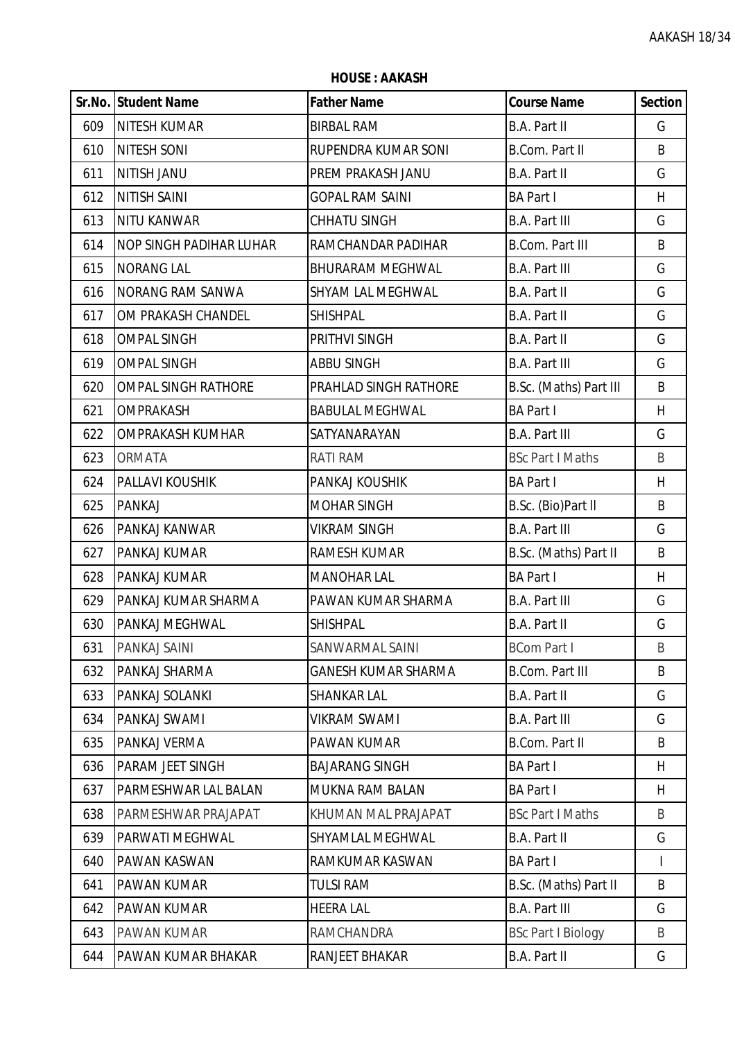**HOUSE : AAKASH**

| Sr.No. | Student Name | Father Name | Course Name | Section |
|---|---|---|---|---|
| 609 | NITESH KUMAR | BIRBAL RAM | B.A. Part II | G |
| 610 | NITESH SONI | RUPENDRA KUMAR SONI | B.Com. Part II | B |
| 611 | NITISH JANU | PREM PRAKASH JANU | B.A. Part II | G |
| 612 | NITISH SAINI | GOPAL RAM SAINI | BA Part I | H |
| 613 | NITU KANWAR | CHHATU SINGH | B.A. Part III | G |
| 614 | NOP SINGH PADIHAR LUHAR | RAMCHANDAR PADIHAR | B.Com. Part III | B |
| 615 | NORANG LAL | BHURARAM MEGHWAL | B.A. Part III | G |
| 616 | NORANG RAM SANWA | SHYAM LAL MEGHWAL | B.A. Part II | G |
| 617 | OM PRAKASH CHANDEL | SHISHPAL | B.A. Part II | G |
| 618 | OMPAL SINGH | PRITHVI SINGH | B.A. Part II | G |
| 619 | OMPAL SINGH | ABBU SINGH | B.A. Part III | G |
| 620 | OMPAL SINGH RATHORE | PRAHLAD SINGH RATHORE | B.Sc. (Maths) Part III | B |
| 621 | OMPRAKASH | BABULAL MEGHWAL | BA Part I | H |
| 622 | OMPRAKASH KUMHAR | SATYANARAYAN | B.A. Part III | G |
| 623 | ORMATA | RATI RAM | BSc Part I Maths | B |
| 624 | PALLAVI KOUSHIK | PANKAJ KOUSHIK | BA Part I | H |
| 625 | PANKAJ | MOHAR SINGH | B.Sc. (Bio)Part II | B |
| 626 | PANKAJ KANWAR | VIKRAM SINGH | B.A. Part III | G |
| 627 | PANKAJ KUMAR | RAMESH KUMAR | B.Sc. (Maths) Part II | B |
| 628 | PANKAJ KUMAR | MANOHAR LAL | BA Part I | H |
| 629 | PANKAJ KUMAR SHARMA | PAWAN KUMAR SHARMA | B.A. Part III | G |
| 630 | PANKAJ MEGHWAL | SHISHPAL | B.A. Part II | G |
| 631 | PANKAJ SAINI | SANWARMAL SAINI | BCom Part I | B |
| 632 | PANKAJ SHARMA | GANESH KUMAR SHARMA | B.Com. Part III | B |
| 633 | PANKAJ SOLANKI | SHANKAR LAL | B.A. Part II | G |
| 634 | PANKAJ SWAMI | VIKRAM SWAMI | B.A. Part III | G |
| 635 | PANKAJ VERMA | PAWAN KUMAR | B.Com. Part II | B |
| 636 | PARAM JEET SINGH | BAJARANG SINGH | BA Part I | H |
| 637 | PARMESHWAR LAL BALAN | MUKNA RAM BALAN | BA Part I | H |
| 638 | PARMESHWAR PRAJAPAT | KHUMAN MAL PRAJAPAT | BSc Part I Maths | B |
| 639 | PARWATI MEGHWAL | SHYAMLAL MEGHWAL | B.A. Part II | G |
| 640 | PAWAN KASWAN | RAMKUMAR KASWAN | BA Part I | I |
| 641 | PAWAN KUMAR | TULSI RAM | B.Sc. (Maths) Part II | B |
| 642 | PAWAN KUMAR | HEERA LAL | B.A. Part III | G |
| 643 | PAWAN KUMAR | RAMCHANDRA | BSc Part I Biology | B |
| 644 | PAWAN KUMAR BHAKAR | RANJEET BHAKAR | B.A. Part II | G |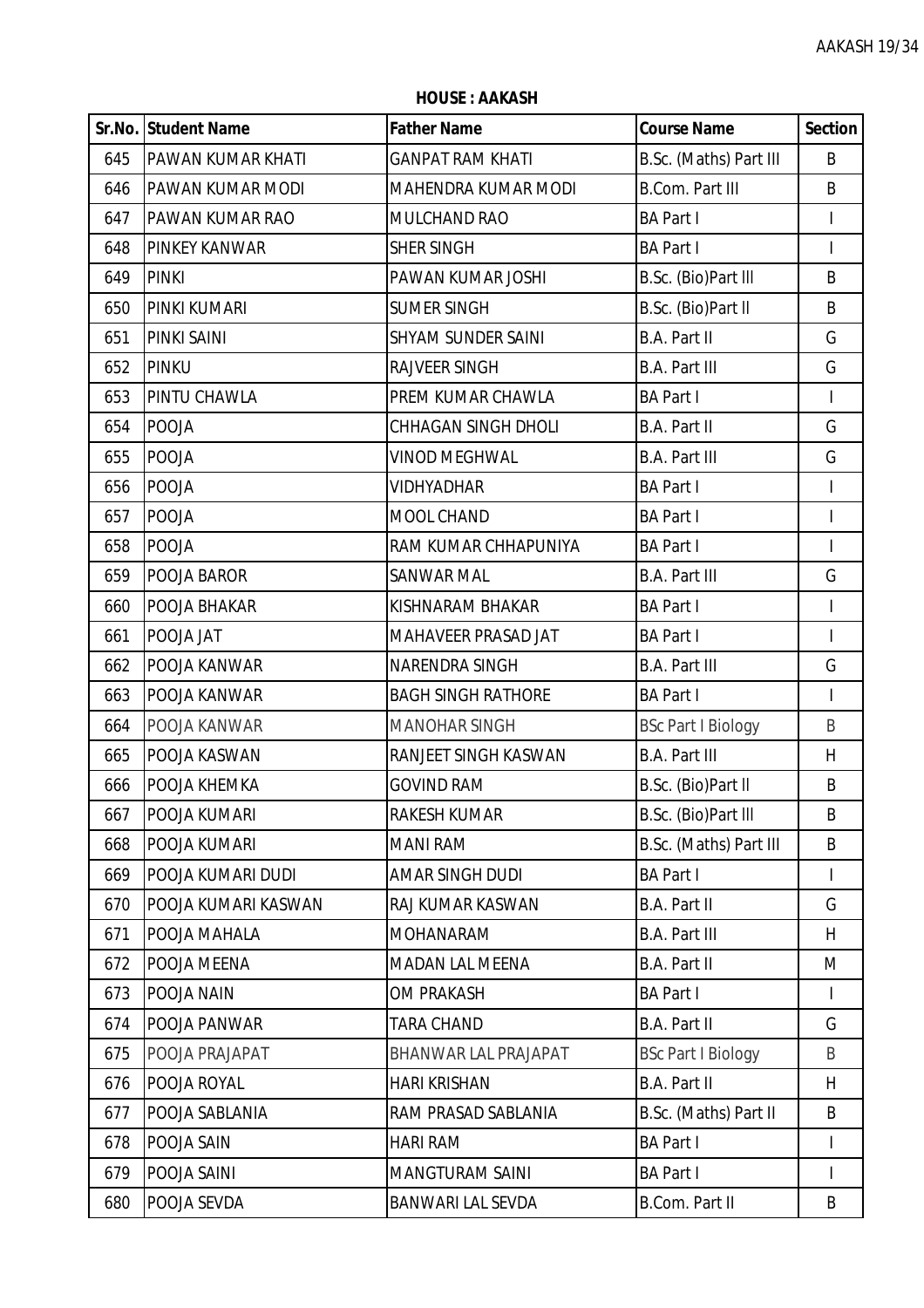**HOUSE : AAKASH**

| Sr.No. | Student Name | Father Name | Course Name | Section |
|---|---|---|---|---|
| 645 | PAWAN KUMAR KHATI | GANPAT RAM KHATI | B.Sc. (Maths) Part III | B |
| 646 | PAWAN KUMAR MODI | MAHENDRA KUMAR MODI | B.Com. Part III | B |
| 647 | PAWAN KUMAR RAO | MULCHAND RAO | BA Part I | I |
| 648 | PINKEY KANWAR | SHER SINGH | BA Part I | I |
| 649 | PINKI | PAWAN KUMAR JOSHI | B.Sc. (Bio)Part III | B |
| 650 | PINKI KUMARI | SUMER SINGH | B.Sc. (Bio)Part II | B |
| 651 | PINKI SAINI | SHYAM SUNDER SAINI | B.A. Part II | G |
| 652 | PINKU | RAJVEER SINGH | B.A. Part III | G |
| 653 | PINTU CHAWLA | PREM KUMAR CHAWLA | BA Part I | I |
| 654 | POOJA | CHHAGAN SINGH DHOLI | B.A. Part II | G |
| 655 | POOJA | VINOD MEGHWAL | B.A. Part III | G |
| 656 | POOJA | VIDHYADHAR | BA Part I | I |
| 657 | POOJA | MOOL CHAND | BA Part I | I |
| 658 | POOJA | RAM KUMAR CHHAPUNIYA | BA Part I | I |
| 659 | POOJA BAROR | SANWAR MAL | B.A. Part III | G |
| 660 | POOJA BHAKAR | KISHNARAM BHAKAR | BA Part I | I |
| 661 | POOJA JAT | MAHAVEER PRASAD JAT | BA Part I | I |
| 662 | POOJA KANWAR | NARENDRA SINGH | B.A. Part III | G |
| 663 | POOJA KANWAR | BAGH SINGH RATHORE | BA Part I | I |
| 664 | POOJA KANWAR | MANOHAR SINGH | BSc Part I Biology | B |
| 665 | POOJA KASWAN | RANJEET SINGH KASWAN | B.A. Part III | H |
| 666 | POOJA KHEMKA | GOVIND RAM | B.Sc. (Bio)Part II | B |
| 667 | POOJA KUMARI | RAKESH KUMAR | B.Sc. (Bio)Part III | B |
| 668 | POOJA KUMARI | MANI RAM | B.Sc. (Maths) Part III | B |
| 669 | POOJA KUMARI DUDI | AMAR SINGH DUDI | BA Part I | I |
| 670 | POOJA KUMARI KASWAN | RAJ KUMAR KASWAN | B.A. Part II | G |
| 671 | POOJA MAHALA | MOHANARAM | B.A. Part III | H |
| 672 | POOJA MEENA | MADAN LAL MEENA | B.A. Part II | M |
| 673 | POOJA NAIN | OM PRAKASH | BA Part I | I |
| 674 | POOJA PANWAR | TARA CHAND | B.A. Part II | G |
| 675 | POOJA PRAJAPAT | BHANWAR LAL PRAJAPAT | BSc Part I Biology | B |
| 676 | POOJA ROYAL | HARI KRISHAN | B.A. Part II | H |
| 677 | POOJA SABLANIA | RAM PRASAD SABLANIA | B.Sc. (Maths) Part II | B |
| 678 | POOJA SAIN | HARI RAM | BA Part I | I |
| 679 | POOJA SAINI | MANGTURAM SAINI | BA Part I | I |
| 680 | POOJA SEVDA | BANWARI LAL SEVDA | B.Com. Part II | B |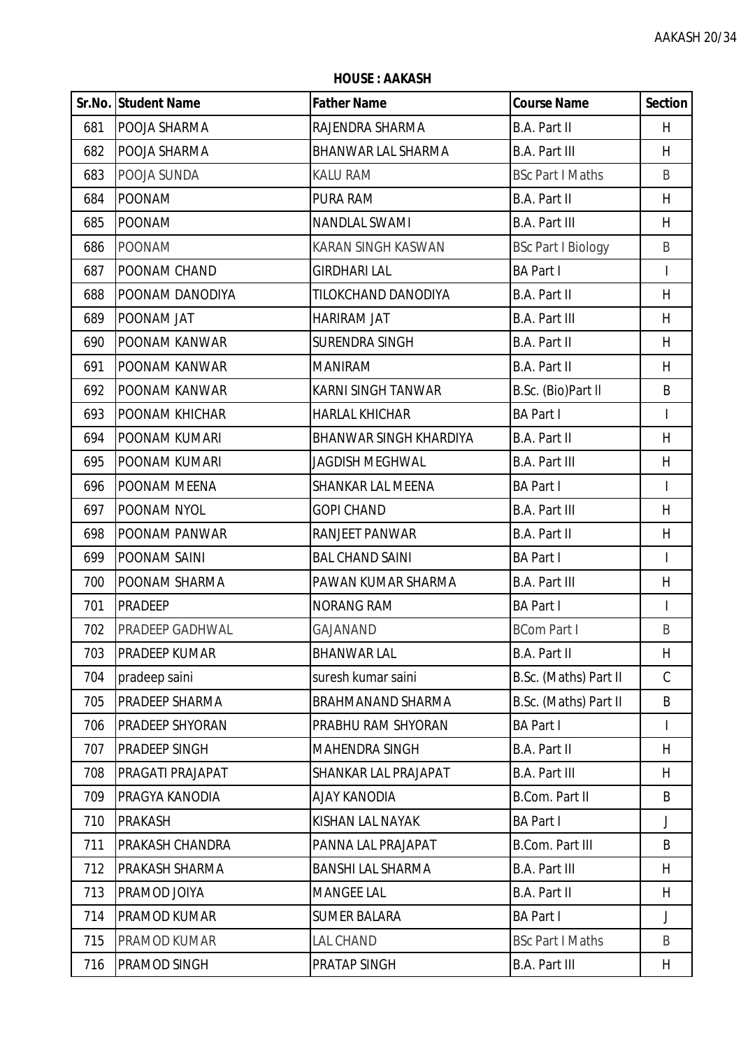**HOUSE : AAKASH**

| Sr.No. | Student Name | Father Name | Course Name | Section |
|---|---|---|---|---|
| 681 | POOJA SHARMA | RAJENDRA SHARMA | B.A. Part II | H |
| 682 | POOJA SHARMA | BHANWAR LAL SHARMA | B.A. Part III | H |
| 683 | POOJA SUNDA | KALU RAM | BSc Part I Maths | B |
| 684 | POONAM | PURA RAM | B.A. Part II | H |
| 685 | POONAM | NANDLAL SWAMI | B.A. Part III | H |
| 686 | POONAM | KARAN SINGH KASWAN | BSc Part I Biology | B |
| 687 | POONAM CHAND | GIRDHARI LAL | BA Part I | I |
| 688 | POONAM DANODIYA | TILOKCHAND DANODIYA | B.A. Part II | H |
| 689 | POONAM JAT | HARIRAM JAT | B.A. Part III | H |
| 690 | POONAM KANWAR | SURENDRA SINGH | B.A. Part II | H |
| 691 | POONAM KANWAR | MANIRAM | B.A. Part II | H |
| 692 | POONAM KANWAR | KARNI SINGH TANWAR | B.Sc. (Bio)Part II | B |
| 693 | POONAM KHICHAR | HARLAL KHICHAR | BA Part I | I |
| 694 | POONAM KUMARI | BHANWAR SINGH KHARDIYA | B.A. Part II | H |
| 695 | POONAM KUMARI | JAGDISH MEGHWAL | B.A. Part III | H |
| 696 | POONAM MEENA | SHANKAR LAL MEENA | BA Part I | I |
| 697 | POONAM NYOL | GOPI CHAND | B.A. Part III | H |
| 698 | POONAM PANWAR | RANJEET PANWAR | B.A. Part II | H |
| 699 | POONAM SAINI | BAL CHAND SAINI | BA Part I | I |
| 700 | POONAM SHARMA | PAWAN KUMAR SHARMA | B.A. Part III | H |
| 701 | PRADEEP | NORANG RAM | BA Part I | I |
| 702 | PRADEEP GADHWAL | GAJANAND | BCom Part I | B |
| 703 | PRADEEP KUMAR | BHANWAR LAL | B.A. Part II | H |
| 704 | pradeep saini | suresh kumar saini | B.Sc. (Maths) Part II | C |
| 705 | PRADEEP SHARMA | BRAHMANAND SHARMA | B.Sc. (Maths) Part II | B |
| 706 | PRADEEP SHYORAN | PRABHU RAM SHYORAN | BA Part I | I |
| 707 | PRADEEP SINGH | MAHENDRA SINGH | B.A. Part II | H |
| 708 | PRAGATI PRAJAPAT | SHANKAR LAL PRAJAPAT | B.A. Part III | H |
| 709 | PRAGYA KANODIA | AJAY KANODIA | B.Com. Part II | B |
| 710 | PRAKASH | KISHAN LAL NAYAK | BA Part I | J |
| 711 | PRAKASH CHANDRA | PANNA LAL PRAJAPAT | B.Com. Part III | B |
| 712 | PRAKASH SHARMA | BANSHI LAL SHARMA | B.A. Part III | H |
| 713 | PRAMOD JOIYA | MANGEE LAL | B.A. Part II | H |
| 714 | PRAMOD KUMAR | SUMER BALARA | BA Part I | J |
| 715 | PRAMOD KUMAR | LAL CHAND | BSc Part I Maths | B |
| 716 | PRAMOD SINGH | PRATAP SINGH | B.A. Part III | H |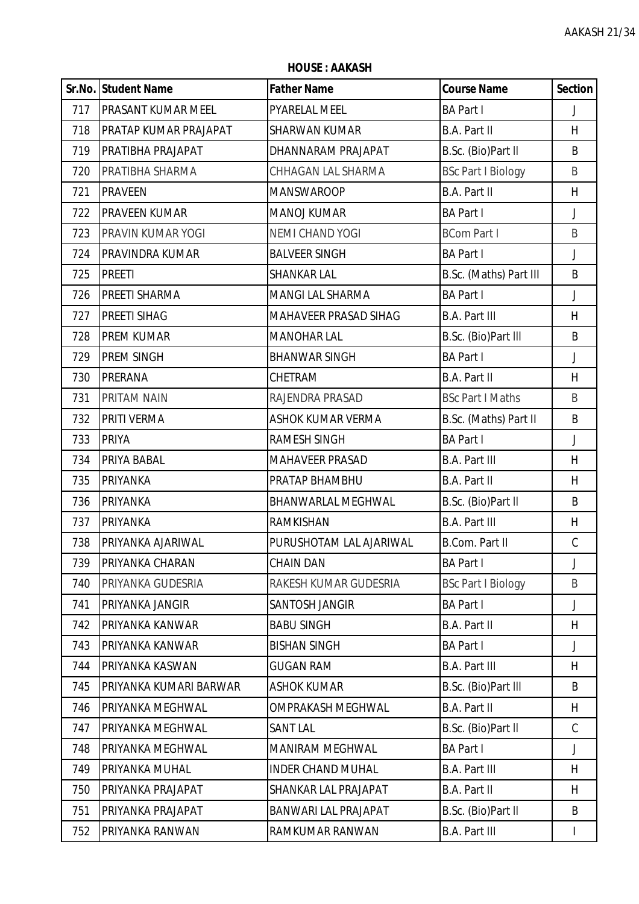**HOUSE : AAKASH**

| Sr.No. | Student Name | Father Name | Course Name | Section |
|---|---|---|---|---|
| 717 | PRASANT KUMAR MEEL | PYARELAL MEEL | BA Part I | J |
| 718 | PRATAP KUMAR PRAJAPAT | SHARWAN KUMAR | B.A. Part II | H |
| 719 | PRATIBHA PRAJAPAT | DHANNARAM PRAJAPAT | B.Sc. (Bio)Part II | B |
| 720 | PRATIBHA SHARMA | CHHAGAN LAL SHARMA | BSc Part I Biology | B |
| 721 | PRAVEEN | MANSWAROOP | B.A. Part II | H |
| 722 | PRAVEEN KUMAR | MANOJ KUMAR | BA Part I | J |
| 723 | PRAVIN KUMAR YOGI | NEMI CHAND YOGI | BCom Part I | B |
| 724 | PRAVINDRA KUMAR | BALVEER SINGH | BA Part I | J |
| 725 | PREETI | SHANKAR LAL | B.Sc. (Maths) Part III | B |
| 726 | PREETI SHARMA | MANGI LAL SHARMA | BA Part I | J |
| 727 | PREETI SIHAG | MAHAVEER PRASAD SIHAG | B.A. Part III | H |
| 728 | PREM KUMAR | MANOHAR LAL | B.Sc. (Bio)Part III | B |
| 729 | PREM SINGH | BHANWAR SINGH | BA Part I | J |
| 730 | PRERANA | CHETRAM | B.A. Part II | H |
| 731 | PRITAM NAIN | RAJENDRA PRASAD | BSc Part I Maths | B |
| 732 | PRITI VERMA | ASHOK KUMAR VERMA | B.Sc. (Maths) Part II | B |
| 733 | PRIYA | RAMESH SINGH | BA Part I | J |
| 734 | PRIYA BABAL | MAHAVEER PRASAD | B.A. Part III | H |
| 735 | PRIYANKA | PRATAP BHAMBHU | B.A. Part II | H |
| 736 | PRIYANKA | BHANWARLAL MEGHWAL | B.Sc. (Bio)Part II | B |
| 737 | PRIYANKA | RAMKISHAN | B.A. Part III | H |
| 738 | PRIYANKA AJARIWAL | PURUSHOTAM LAL AJARIWAL | B.Com. Part II | C |
| 739 | PRIYANKA CHARAN | CHAIN DAN | BA Part I | J |
| 740 | PRIYANKA GUDESRIA | RAKESH KUMAR GUDESRIA | BSc Part I Biology | B |
| 741 | PRIYANKA JANGIR | SANTOSH JANGIR | BA Part I | J |
| 742 | PRIYANKA KANWAR | BABU SINGH | B.A. Part II | H |
| 743 | PRIYANKA KANWAR | BISHAN SINGH | BA Part I | J |
| 744 | PRIYANKA KASWAN | GUGAN RAM | B.A. Part III | H |
| 745 | PRIYANKA KUMARI BARWAR | ASHOK KUMAR | B.Sc. (Bio)Part III | B |
| 746 | PRIYANKA MEGHWAL | OMPRAKASH MEGHWAL | B.A. Part II | H |
| 747 | PRIYANKA MEGHWAL | SANT LAL | B.Sc. (Bio)Part II | C |
| 748 | PRIYANKA MEGHWAL | MANIRAM MEGHWAL | BA Part I | J |
| 749 | PRIYANKA MUHAL | INDER CHAND MUHAL | B.A. Part III | H |
| 750 | PRIYANKA PRAJAPAT | SHANKAR LAL PRAJAPAT | B.A. Part II | H |
| 751 | PRIYANKA PRAJAPAT | BANWARI LAL PRAJAPAT | B.Sc. (Bio)Part II | B |
| 752 | PRIYANKA RANWAN | RAMKUMAR RANWAN | B.A. Part III | I |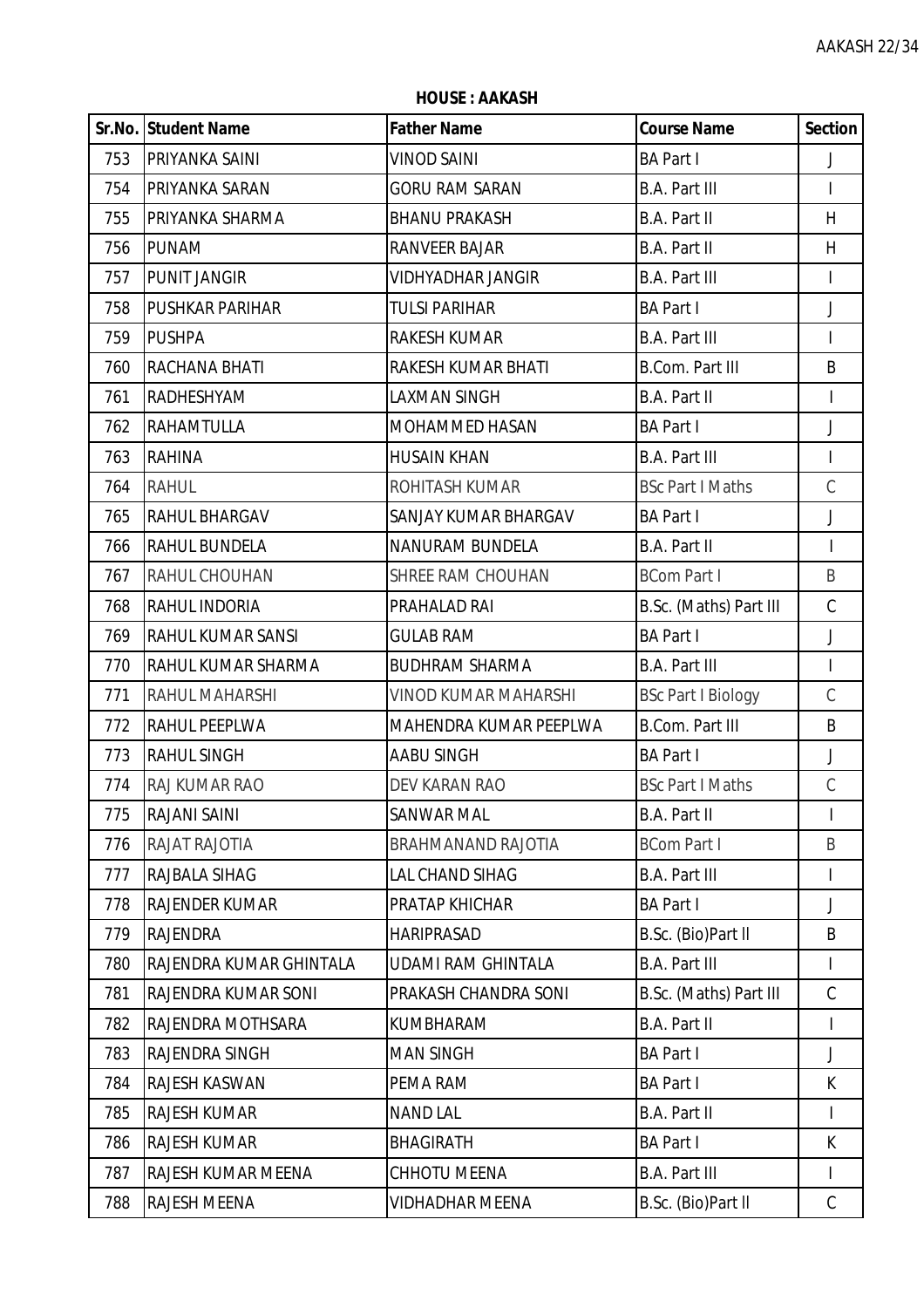**HOUSE : AAKASH**

| Sr.No. | Student Name | Father Name | Course Name | Section |
|---|---|---|---|---|
| 753 | PRIYANKA SAINI | VINOD SAINI | BA Part I | J |
| 754 | PRIYANKA SARAN | GORU RAM SARAN | B.A. Part III | I |
| 755 | PRIYANKA SHARMA | BHANU PRAKASH | B.A. Part II | H |
| 756 | PUNAM | RANVEER BAJAR | B.A. Part II | H |
| 757 | PUNIT JANGIR | VIDHYADHAR JANGIR | B.A. Part III | I |
| 758 | PUSHKAR PARIHAR | TULSI PARIHAR | BA Part I | J |
| 759 | PUSHPA | RAKESH KUMAR | B.A. Part III | I |
| 760 | RACHANA BHATI | RAKESH KUMAR BHATI | B.Com. Part III | B |
| 761 | RADHESHYAM | LAXMAN SINGH | B.A. Part II | I |
| 762 | RAHAMTULLA | MOHAMMED HASAN | BA Part I | J |
| 763 | RAHINA | HUSAIN KHAN | B.A. Part III | I |
| 764 | RAHUL | ROHITASH KUMAR | BSc Part I Maths | C |
| 765 | RAHUL BHARGAV | SANJAY KUMAR BHARGAV | BA Part I | J |
| 766 | RAHUL BUNDELA | NANURAM BUNDELA | B.A. Part II | I |
| 767 | RAHUL CHOUHAN | SHREE RAM CHOUHAN | BCom Part I | B |
| 768 | RAHUL INDORIA | PRAHALAD RAI | B.Sc. (Maths) Part III | C |
| 769 | RAHUL KUMAR SANSI | GULAB RAM | BA Part I | J |
| 770 | RAHUL KUMAR SHARMA | BUDHRAM SHARMA | B.A. Part III | I |
| 771 | RAHUL MAHARSHI | VINOD KUMAR MAHARSHI | BSc Part I Biology | C |
| 772 | RAHUL PEEPLWA | MAHENDRA KUMAR PEEPLWA | B.Com. Part III | B |
| 773 | RAHUL SINGH | AABU SINGH | BA Part I | J |
| 774 | RAJ KUMAR RAO | DEV KARAN RAO | BSc Part I Maths | C |
| 775 | RAJANI SAINI | SANWAR MAL | B.A. Part II | I |
| 776 | RAJAT RAJOTIA | BRAHMANAND RAJOTIA | BCom Part I | B |
| 777 | RAJBALA SIHAG | LAL CHAND SIHAG | B.A. Part III | I |
| 778 | RAJENDER KUMAR | PRATAP KHICHAR | BA Part I | J |
| 779 | RAJENDRA | HARIPRASAD | B.Sc. (Bio)Part II | B |
| 780 | RAJENDRA KUMAR GHINTALA | UDAMI RAM GHINTALA | B.A. Part III | I |
| 781 | RAJENDRA KUMAR SONI | PRAKASH CHANDRA SONI | B.Sc. (Maths) Part III | C |
| 782 | RAJENDRA MOTHSARA | KUMBHARAM | B.A. Part II | I |
| 783 | RAJENDRA SINGH | MAN SINGH | BA Part I | J |
| 784 | RAJESH KASWAN | PEMA RAM | BA Part I | K |
| 785 | RAJESH KUMAR | NAND LAL | B.A. Part II | I |
| 786 | RAJESH KUMAR | BHAGIRATH | BA Part I | K |
| 787 | RAJESH KUMAR MEENA | CHHOTU MEENA | B.A. Part III | I |
| 788 | RAJESH MEENA | VIDHADHAR MEENA | B.Sc. (Bio)Part II | C |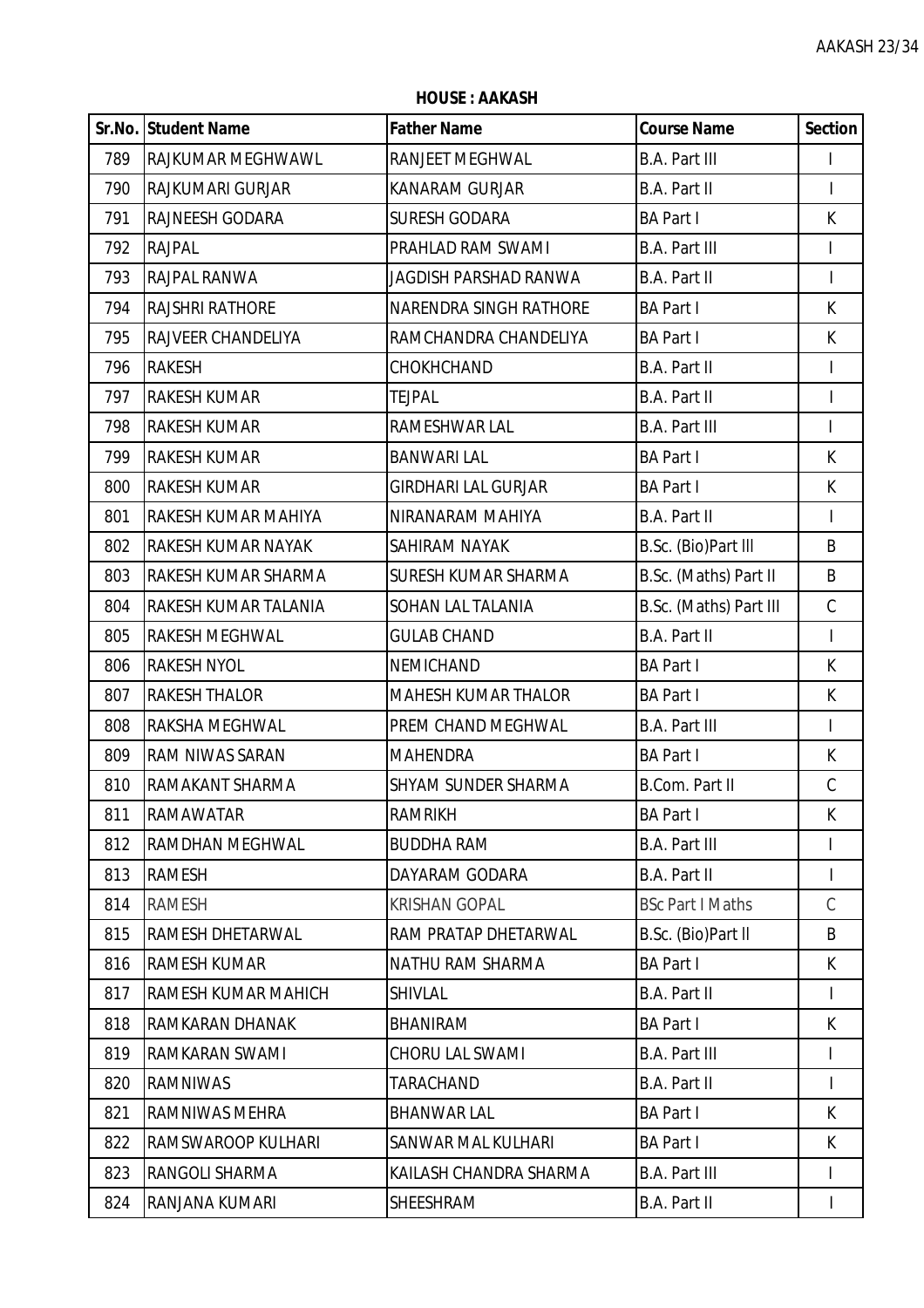**HOUSE : AAKASH**

| Sr.No. | Student Name | Father Name | Course Name | Section |
|---|---|---|---|---|
| 789 | RAJKUMAR MEGHWAWL | RANJEET MEGHWAL | B.A. Part III | I |
| 790 | RAJKUMARI GURJAR | KANARAM GURJAR | B.A. Part II | I |
| 791 | RAJNEESH GODARA | SURESH GODARA | BA Part I | K |
| 792 | RAJPAL | PRAHLAD RAM SWAMI | B.A. Part III | I |
| 793 | RAJPAL RANWA | JAGDISH PARSHAD RANWA | B.A. Part II | I |
| 794 | RAJSHRI RATHORE | NARENDRA SINGH RATHORE | BA Part I | K |
| 795 | RAJVEER CHANDELIYA | RAMCHANDRA CHANDELIYA | BA Part I | K |
| 796 | RAKESH | CHOKHCHAND | B.A. Part II | I |
| 797 | RAKESH KUMAR | TEJPAL | B.A. Part II | I |
| 798 | RAKESH KUMAR | RAMESHWAR LAL | B.A. Part III | I |
| 799 | RAKESH KUMAR | BANWARI LAL | BA Part I | K |
| 800 | RAKESH KUMAR | GIRDHARI LAL GURJAR | BA Part I | K |
| 801 | RAKESH KUMAR MAHIYA | NIRANARAM MAHIYA | B.A. Part II | I |
| 802 | RAKESH KUMAR NAYAK | SAHIRAM NAYAK | B.Sc. (Bio)Part lll | B |
| 803 | RAKESH KUMAR SHARMA | SURESH KUMAR SHARMA | B.Sc. (Maths) Part II | B |
| 804 | RAKESH KUMAR TALANIA | SOHAN LAL TALANIA | B.Sc. (Maths) Part III | C |
| 805 | RAKESH MEGHWAL | GULAB CHAND | B.A. Part II | I |
| 806 | RAKESH NYOL | NEMICHAND | BA Part I | K |
| 807 | RAKESH THALOR | MAHESH KUMAR THALOR | BA Part I | K |
| 808 | RAKSHA MEGHWAL | PREM CHAND MEGHWAL | B.A. Part III | I |
| 809 | RAM NIWAS SARAN | MAHENDRA | BA Part I | K |
| 810 | RAMAKANT SHARMA | SHYAM SUNDER SHARMA | B.Com. Part II | C |
| 811 | RAMAWATAR | RAMRIKH | BA Part I | K |
| 812 | RAMDHAN MEGHWAL | BUDDHA RAM | B.A. Part III | I |
| 813 | RAMESH | DAYARAM GODARA | B.A. Part II | I |
| 814 | RAMESH | KRISHAN GOPAL | BSc Part I Maths | C |
| 815 | RAMESH DHETARWAL | RAM PRATAP DHETARWAL | B.Sc. (Bio)Part ll | B |
| 816 | RAMESH KUMAR | NATHU RAM SHARMA | BA Part I | K |
| 817 | RAMESH KUMAR MAHICH | SHIVLAL | B.A. Part II | I |
| 818 | RAMKARAN DHANAK | BHANIRAM | BA Part I | K |
| 819 | RAMKARAN SWAMI | CHORU LAL SWAMI | B.A. Part III | I |
| 820 | RAMNIWAS | TARACHAND | B.A. Part II | I |
| 821 | RAMNIWAS MEHRA | BHANWAR LAL | BA Part I | K |
| 822 | RAMSWAROOP KULHARI | SANWAR MAL KULHARI | BA Part I | K |
| 823 | RANGOLI SHARMA | KAILASH CHANDRA SHARMA | B.A. Part III | I |
| 824 | RANJANA KUMARI | SHEESHRAM | B.A. Part II | I |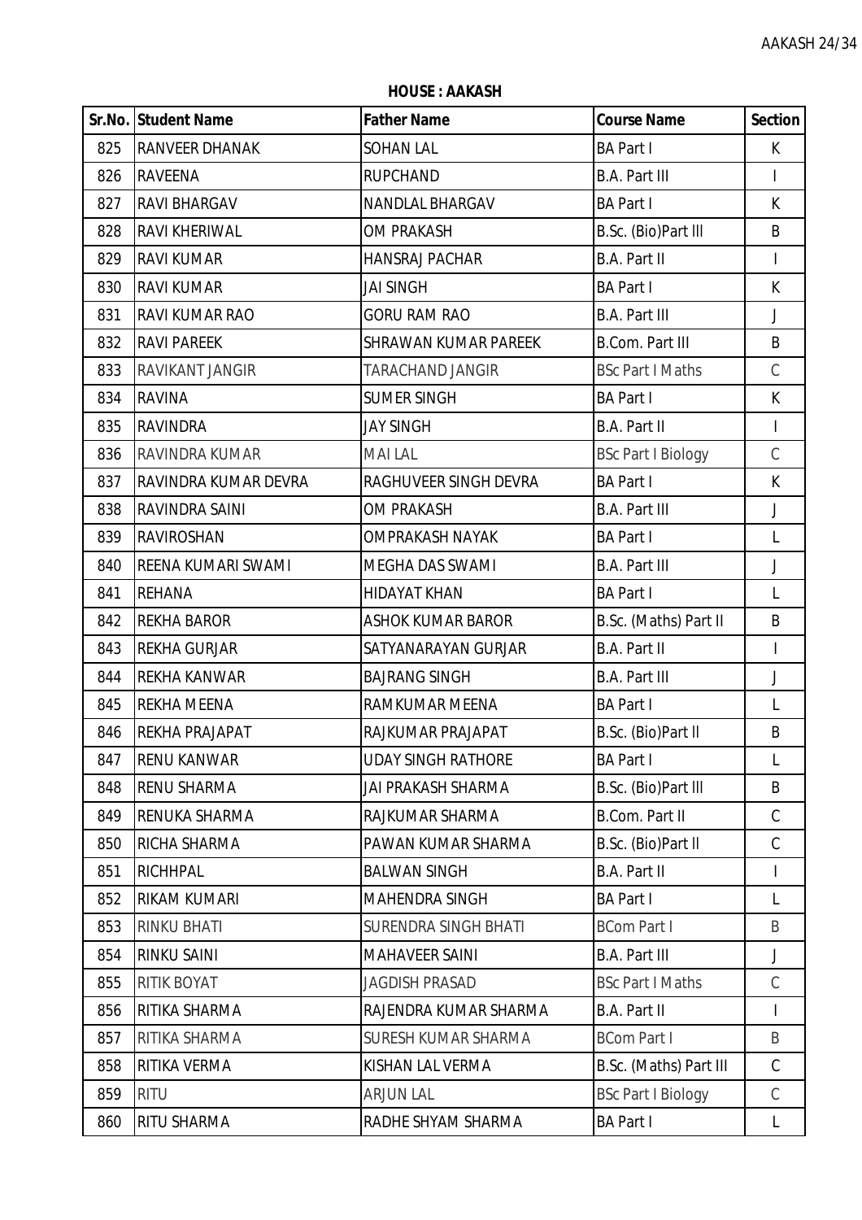**HOUSE : AAKASH**

| Sr.No. | Student Name | Father Name | Course Name | Section |
|---|---|---|---|---|
| 825 | RANVEER DHANAK | SOHAN LAL | BA Part I | K |
| 826 | RAVEENA | RUPCHAND | B.A. Part III | I |
| 827 | RAVI BHARGAV | NANDLAL BHARGAV | BA Part I | K |
| 828 | RAVI KHERIWAL | OM PRAKASH | B.Sc. (Bio)Part III | B |
| 829 | RAVI KUMAR | HANSRAJ PACHAR | B.A. Part II | I |
| 830 | RAVI KUMAR | JAI SINGH | BA Part I | K |
| 831 | RAVI KUMAR RAO | GORU RAM RAO | B.A. Part III | J |
| 832 | RAVI PAREEK | SHRAWAN KUMAR PAREEK | B.Com. Part III | B |
| 833 | RAVIKANT JANGIR | TARACHAND JANGIR | BSc Part I Maths | C |
| 834 | RAVINA | SUMER SINGH | BA Part I | K |
| 835 | RAVINDRA | JAY SINGH | B.A. Part II | I |
| 836 | RAVINDRA KUMAR | MAI LAL | BSc Part I Biology | C |
| 837 | RAVINDRA KUMAR DEVRA | RAGHUVEER SINGH DEVRA | BA Part I | K |
| 838 | RAVINDRA SAINI | OM PRAKASH | B.A. Part III | J |
| 839 | RAVIROSHAN | OMPRAKASH NAYAK | BA Part I | L |
| 840 | REENA KUMARI SWAMI | MEGHA DAS SWAMI | B.A. Part III | J |
| 841 | REHANA | HIDAYAT KHAN | BA Part I | L |
| 842 | REKHA BAROR | ASHOK KUMAR BAROR | B.Sc. (Maths) Part II | B |
| 843 | REKHA GURJAR | SATYANARAYAN GURJAR | B.A. Part II | I |
| 844 | REKHA KANWAR | BAJRANG SINGH | B.A. Part III | J |
| 845 | REKHA MEENA | RAMKUMAR MEENA | BA Part I | L |
| 846 | REKHA PRAJAPAT | RAJKUMAR PRAJAPAT | B.Sc. (Bio)Part II | B |
| 847 | RENU KANWAR | UDAY SINGH RATHORE | BA Part I | L |
| 848 | RENU SHARMA | JAI PRAKASH SHARMA | B.Sc. (Bio)Part III | B |
| 849 | RENUKA SHARMA | RAJKUMAR SHARMA | B.Com. Part II | C |
| 850 | RICHA SHARMA | PAWAN KUMAR SHARMA | B.Sc. (Bio)Part II | C |
| 851 | RICHHPAL | BALWAN SINGH | B.A. Part II | I |
| 852 | RIKAM KUMARI | MAHENDRA SINGH | BA Part I | L |
| 853 | RINKU BHATI | SURENDRA SINGH BHATI | BCom Part I | B |
| 854 | RINKU SAINI | MAHAVEER SAINI | B.A. Part III | J |
| 855 | RITIK BOYAT | JAGDISH PRASAD | BSc Part I Maths | C |
| 856 | RITIKA SHARMA | RAJENDRA KUMAR SHARMA | B.A. Part II | I |
| 857 | RITIKA SHARMA | SURESH KUMAR SHARMA | BCom Part I | B |
| 858 | RITIKA VERMA | KISHAN LAL VERMA | B.Sc. (Maths) Part III | C |
| 859 | RITU | ARJUN LAL | BSc Part I Biology | C |
| 860 | RITU SHARMA | RADHE SHYAM SHARMA | BA Part I | L |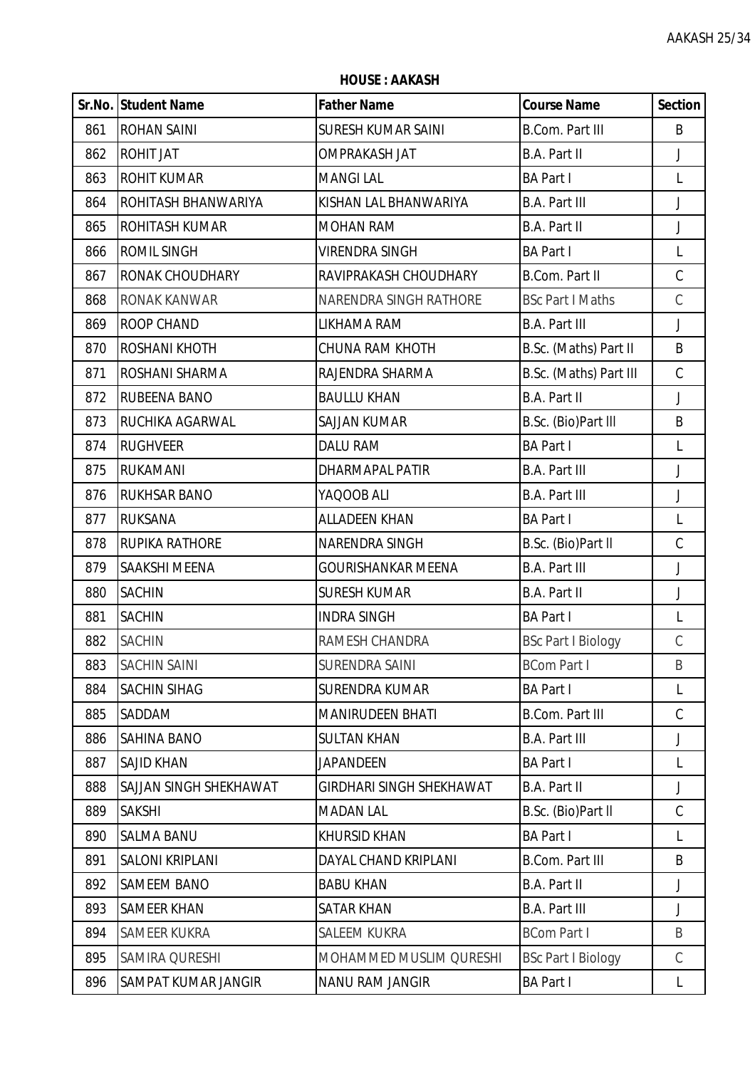**HOUSE : AAKASH**

| Sr.No. | Student Name | Father Name | Course Name | Section |
|---|---|---|---|---|
| 861 | ROHAN SAINI | SURESH KUMAR SAINI | B.Com. Part III | B |
| 862 | ROHIT JAT | OMPRAKASH JAT | B.A. Part II | J |
| 863 | ROHIT KUMAR | MANGI LAL | BA Part I | L |
| 864 | ROHITASH BHANWARIYA | KISHAN LAL BHANWARIYA | B.A. Part III | J |
| 865 | ROHITASH KUMAR | MOHAN RAM | B.A. Part II | J |
| 866 | ROMIL SINGH | VIRENDRA SINGH | BA Part I | L |
| 867 | RONAK CHOUDHARY | RAVIPRAKASH CHOUDHARY | B.Com. Part II | C |
| 868 | RONAK KANWAR | NARENDRA SINGH RATHORE | BSc Part I Maths | C |
| 869 | ROOP CHAND | LIKHAMA RAM | B.A. Part III | J |
| 870 | ROSHANI KHOTH | CHUNA RAM KHOTH | B.Sc. (Maths) Part II | B |
| 871 | ROSHANI SHARMA | RAJENDRA SHARMA | B.Sc. (Maths) Part III | C |
| 872 | RUBEENA BANO | BAULLU KHAN | B.A. Part II | J |
| 873 | RUCHIKA AGARWAL | SAJJAN KUMAR | B.Sc. (Bio)Part III | B |
| 874 | RUGHVEER | DALU RAM | BA Part I | L |
| 875 | RUKAMANI | DHARMAPAL PATIR | B.A. Part III | J |
| 876 | RUKHSAR BANO | YAQOOB ALI | B.A. Part III | J |
| 877 | RUKSANA | ALLADEEN KHAN | BA Part I | L |
| 878 | RUPIKA RATHORE | NARENDRA SINGH | B.Sc. (Bio)Part II | C |
| 879 | SAAKSHI MEENA | GOURISHANKAR MEENA | B.A. Part III | J |
| 880 | SACHIN | SURESH KUMAR | B.A. Part II | J |
| 881 | SACHIN | INDRA SINGH | BA Part I | L |
| 882 | SACHIN | RAMESH CHANDRA | BSc Part I Biology | C |
| 883 | SACHIN SAINI | SURENDRA SAINI | BCom Part I | B |
| 884 | SACHIN SIHAG | SURENDRA KUMAR | BA Part I | L |
| 885 | SADDAM | MANIRUDEEN BHATI | B.Com. Part III | C |
| 886 | SAHINA BANO | SULTAN KHAN | B.A. Part III | J |
| 887 | SAJID KHAN | JAPANDEEN | BA Part I | L |
| 888 | SAJJAN SINGH SHEKHAWAT | GIRDHARI SINGH SHEKHAWAT | B.A. Part II | J |
| 889 | SAKSHI | MADAN LAL | B.Sc. (Bio)Part II | C |
| 890 | SALMA BANU | KHURSID KHAN | BA Part I | L |
| 891 | SALONI KRIPLANI | DAYAL CHAND KRIPLANI | B.Com. Part III | B |
| 892 | SAMEEM BANO | BABU KHAN | B.A. Part II | J |
| 893 | SAMEER KHAN | SATAR KHAN | B.A. Part III | J |
| 894 | SAMEER KUKRA | SALEEM KUKRA | BCom Part I | B |
| 895 | SAMIRA QURESHI | MOHAMMED MUSLIM QURESHI | BSc Part I Biology | C |
| 896 | SAMPAT KUMAR JANGIR | NANU RAM JANGIR | BA Part I | L |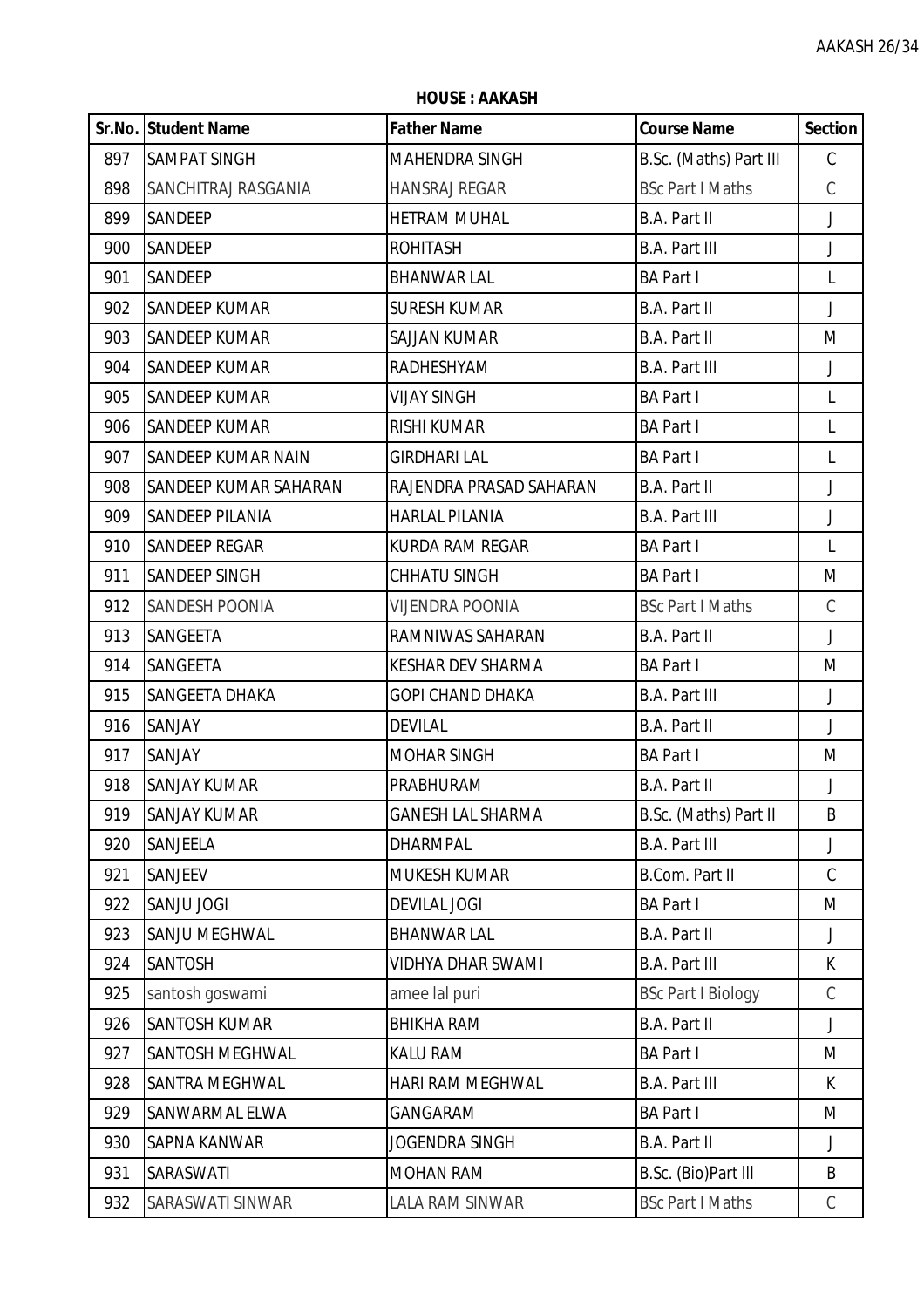**HOUSE : AAKASH**

| Sr.No. | Student Name | Father Name | Course Name | Section |
|---|---|---|---|---|
| 897 | SAMPAT SINGH | MAHENDRA SINGH | B.Sc. (Maths) Part III | C |
| 898 | SANCHITRAJ RASGANIA | HANSRAJ REGAR | BSc Part I Maths | C |
| 899 | SANDEEP | HETRAM MUHAL | B.A. Part II | J |
| 900 | SANDEEP | ROHITASH | B.A. Part III | J |
| 901 | SANDEEP | BHANWAR LAL | BA Part I | L |
| 902 | SANDEEP KUMAR | SURESH KUMAR | B.A. Part II | J |
| 903 | SANDEEP KUMAR | SAJJAN KUMAR | B.A. Part II | M |
| 904 | SANDEEP KUMAR | RADHESHYAM | B.A. Part III | J |
| 905 | SANDEEP KUMAR | VIJAY SINGH | BA Part I | L |
| 906 | SANDEEP KUMAR | RISHI KUMAR | BA Part I | L |
| 907 | SANDEEP KUMAR NAIN | GIRDHARI LAL | BA Part I | L |
| 908 | SANDEEP KUMAR SAHARAN | RAJENDRA PRASAD SAHARAN | B.A. Part II | J |
| 909 | SANDEEP PILANIA | HARLAL PILANIA | B.A. Part III | J |
| 910 | SANDEEP REGAR | KURDA RAM REGAR | BA Part I | L |
| 911 | SANDEEP SINGH | CHHATU SINGH | BA Part I | M |
| 912 | SANDESH POONIA | VIJENDRA POONIA | BSc Part I Maths | C |
| 913 | SANGEETA | RAMNIWAS SAHARAN | B.A. Part II | J |
| 914 | SANGEETA | KESHAR DEV SHARMA | BA Part I | M |
| 915 | SANGEETA DHAKA | GOPI CHAND DHAKA | B.A. Part III | J |
| 916 | SANJAY | DEVILAL | B.A. Part II | J |
| 917 | SANJAY | MOHAR SINGH | BA Part I | M |
| 918 | SANJAY KUMAR | PRABHURAM | B.A. Part II | J |
| 919 | SANJAY KUMAR | GANESH LAL SHARMA | B.Sc. (Maths) Part II | B |
| 920 | SANJEELA | DHARMPAL | B.A. Part III | J |
| 921 | SANJEEV | MUKESH KUMAR | B.Com. Part II | C |
| 922 | SANJU JOGI | DEVILAL JOGI | BA Part I | M |
| 923 | SANJU MEGHWAL | BHANWAR LAL | B.A. Part II | J |
| 924 | SANTOSH | VIDHYA DHAR SWAMI | B.A. Part III | K |
| 925 | santosh goswami | amee lal puri | BSc Part I Biology | C |
| 926 | SANTOSH KUMAR | BHIKHA RAM | B.A. Part II | J |
| 927 | SANTOSH MEGHWAL | KALU RAM | BA Part I | M |
| 928 | SANTRA MEGHWAL | HARI RAM MEGHWAL | B.A. Part III | K |
| 929 | SANWARMAL ELWA | GANGARAM | BA Part I | M |
| 930 | SAPNA KANWAR | JOGENDRA SINGH | B.A. Part II | J |
| 931 | SARASWATI | MOHAN RAM | B.Sc. (Bio)Part lll | B |
| 932 | SARASWATI SINWAR | LALA RAM SINWAR | BSc Part I Maths | C |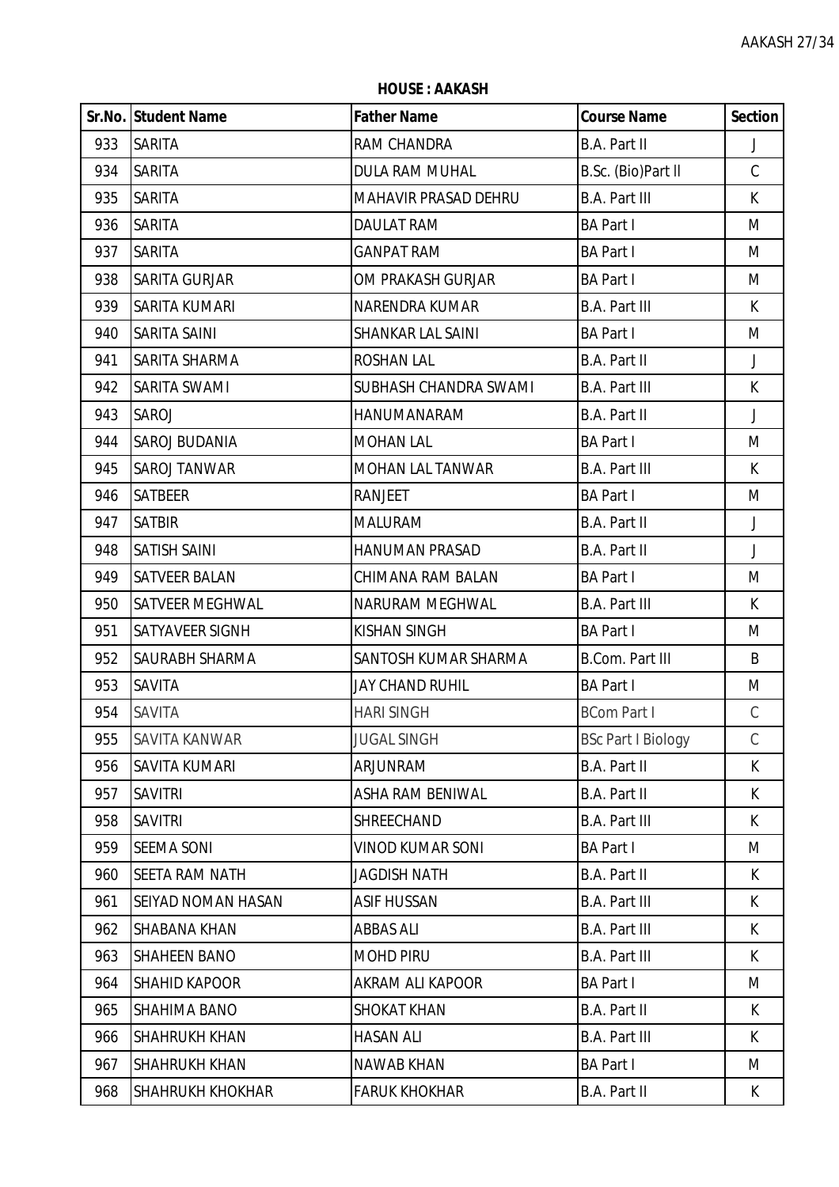**HOUSE : AAKASH**

| Sr.No. | Student Name | Father Name | Course Name | Section |
|---|---|---|---|---|
| 933 | SARITA | RAM CHANDRA | B.A. Part II | J |
| 934 | SARITA | DULA RAM MUHAL | B.Sc. (Bio)Part II | C |
| 935 | SARITA | MAHAVIR PRASAD DEHRU | B.A. Part III | K |
| 936 | SARITA | DAULAT RAM | BA Part I | M |
| 937 | SARITA | GANPAT RAM | BA Part I | M |
| 938 | SARITA GURJAR | OM PRAKASH GURJAR | BA Part I | M |
| 939 | SARITA KUMARI | NARENDRA KUMAR | B.A. Part III | K |
| 940 | SARITA SAINI | SHANKAR LAL SAINI | BA Part I | M |
| 941 | SARITA SHARMA | ROSHAN LAL | B.A. Part II | J |
| 942 | SARITA SWAMI | SUBHASH CHANDRA SWAMI | B.A. Part III | K |
| 943 | SAROJ | HANUMANARAM | B.A. Part II | J |
| 944 | SAROJ BUDANIA | MOHAN LAL | BA Part I | M |
| 945 | SAROJ TANWAR | MOHAN LAL TANWAR | B.A. Part III | K |
| 946 | SATBEER | RANJEET | BA Part I | M |
| 947 | SATBIR | MALURAM | B.A. Part II | J |
| 948 | SATISH SAINI | HANUMAN PRASAD | B.A. Part II | J |
| 949 | SATVEER BALAN | CHIMANA RAM BALAN | BA Part I | M |
| 950 | SATVEER MEGHWAL | NARURAM MEGHWAL | B.A. Part III | K |
| 951 | SATYAVEER SIGNH | KISHAN SINGH | BA Part I | M |
| 952 | SAURABH SHARMA | SANTOSH KUMAR SHARMA | B.Com. Part III | B |
| 953 | SAVITA | JAY CHAND RUHIL | BA Part I | M |
| 954 | SAVITA | HARI SINGH | BCom Part I | C |
| 955 | SAVITA KANWAR | JUGAL SINGH | BSc Part I Biology | C |
| 956 | SAVITA KUMARI | ARJUNRAM | B.A. Part II | K |
| 957 | SAVITRI | ASHA RAM BENIWAL | B.A. Part II | K |
| 958 | SAVITRI | SHREECHAND | B.A. Part III | K |
| 959 | SEEMA SONI | VINOD KUMAR SONI | BA Part I | M |
| 960 | SEETA RAM NATH | JAGDISH NATH | B.A. Part II | K |
| 961 | SEIYAD NOMAN HASAN | ASIF HUSSAN | B.A. Part III | K |
| 962 | SHABANA KHAN | ABBAS ALI | B.A. Part III | K |
| 963 | SHAHEEN BANO | MOHD PIRU | B.A. Part III | K |
| 964 | SHAHID KAPOOR | AKRAM ALI KAPOOR | BA Part I | M |
| 965 | SHAHIMA BANO | SHOKAT KHAN | B.A. Part II | K |
| 966 | SHAHRUKH KHAN | HASAN ALI | B.A. Part III | K |
| 967 | SHAHRUKH KHAN | NAWAB KHAN | BA Part I | M |
| 968 | SHAHRUKH KHOKHAR | FARUK KHOKHAR | B.A. Part II | K |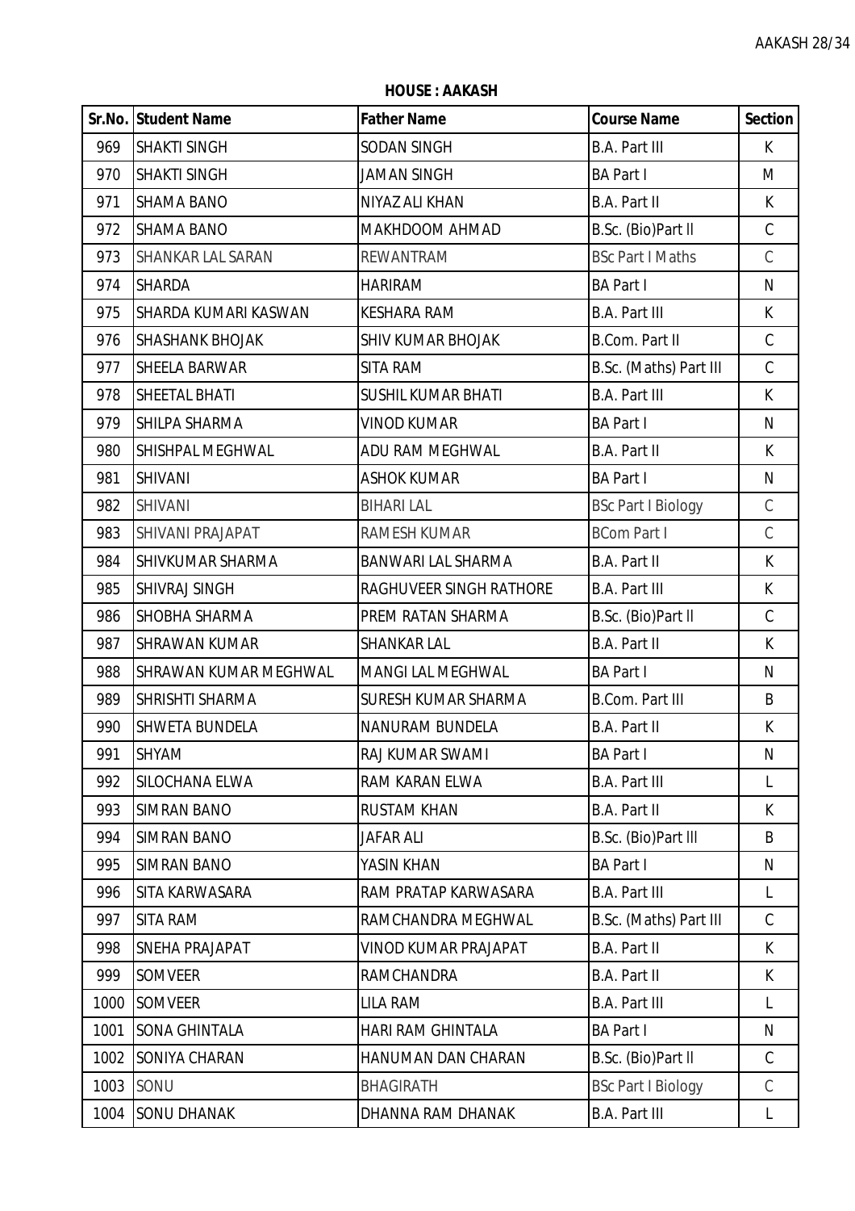**HOUSE : AAKASH**

| Sr.No. | Student Name | Father Name | Course Name | Section |
|---|---|---|---|---|
| 969 | SHAKTI SINGH | SODAN SINGH | B.A. Part III | K |
| 970 | SHAKTI SINGH | JAMAN SINGH | BA Part I | M |
| 971 | SHAMA BANO | NIYAZ ALI KHAN | B.A. Part II | K |
| 972 | SHAMA BANO | MAKHDOOM AHMAD | B.Sc. (Bio)Part II | C |
| 973 | SHANKAR LAL SARAN | REWANTRAM | BSc Part I Maths | C |
| 974 | SHARDA | HARIRAM | BA Part I | N |
| 975 | SHARDA KUMARI KASWAN | KESHARA RAM | B.A. Part III | K |
| 976 | SHASHANK BHOJAK | SHIV KUMAR BHOJAK | B.Com. Part II | C |
| 977 | SHEELA BARWAR | SITA RAM | B.Sc. (Maths) Part III | C |
| 978 | SHEETAL BHATI | SUSHIL KUMAR BHATI | B.A. Part III | K |
| 979 | SHILPA SHARMA | VINOD KUMAR | BA Part I | N |
| 980 | SHISHPAL MEGHWAL | ADU RAM MEGHWAL | B.A. Part II | K |
| 981 | SHIVANI | ASHOK KUMAR | BA Part I | N |
| 982 | SHIVANI | BIHARI LAL | BSc Part I Biology | C |
| 983 | SHIVANI PRAJAPAT | RAMESH KUMAR | BCom Part I | C |
| 984 | SHIVKUMAR SHARMA | BANWARI LAL SHARMA | B.A. Part II | K |
| 985 | SHIVRAJ SINGH | RAGHUVEER SINGH RATHORE | B.A. Part III | K |
| 986 | SHOBHA SHARMA | PREM RATAN SHARMA | B.Sc. (Bio)Part II | C |
| 987 | SHRAWAN KUMAR | SHANKAR LAL | B.A. Part II | K |
| 988 | SHRAWAN KUMAR MEGHWAL | MANGI LAL MEGHWAL | BA Part I | N |
| 989 | SHRISHTI SHARMA | SURESH KUMAR SHARMA | B.Com. Part III | B |
| 990 | SHWETA BUNDELA | NANURAM BUNDELA | B.A. Part II | K |
| 991 | SHYAM | RAJ KUMAR SWAMI | BA Part I | N |
| 992 | SILOCHANA ELWA | RAM KARAN ELWA | B.A. Part III | L |
| 993 | SIMRAN BANO | RUSTAM KHAN | B.A. Part II | K |
| 994 | SIMRAN BANO | JAFAR ALI | B.Sc. (Bio)Part III | B |
| 995 | SIMRAN BANO | YASIN KHAN | BA Part I | N |
| 996 | SITA KARWASARA | RAM PRATAP KARWASARA | B.A. Part III | L |
| 997 | SITA RAM | RAMCHANDRA MEGHWAL | B.Sc. (Maths) Part III | C |
| 998 | SNEHA PRAJAPAT | VINOD KUMAR PRAJAPAT | B.A. Part II | K |
| 999 | SOMVEER | RAMCHANDRA | B.A. Part II | K |
| 1000 | SOMVEER | LILA RAM | B.A. Part III | L |
| 1001 | SONA GHINTALA | HARI RAM GHINTALA | BA Part I | N |
| 1002 | SONIYA CHARAN | HANUMAN DAN CHARAN | B.Sc. (Bio)Part II | C |
| 1003 | SONU | BHAGIRATH | BSc Part I Biology | C |
| 1004 | SONU DHANAK | DHANNA RAM DHANAK | B.A. Part III | L |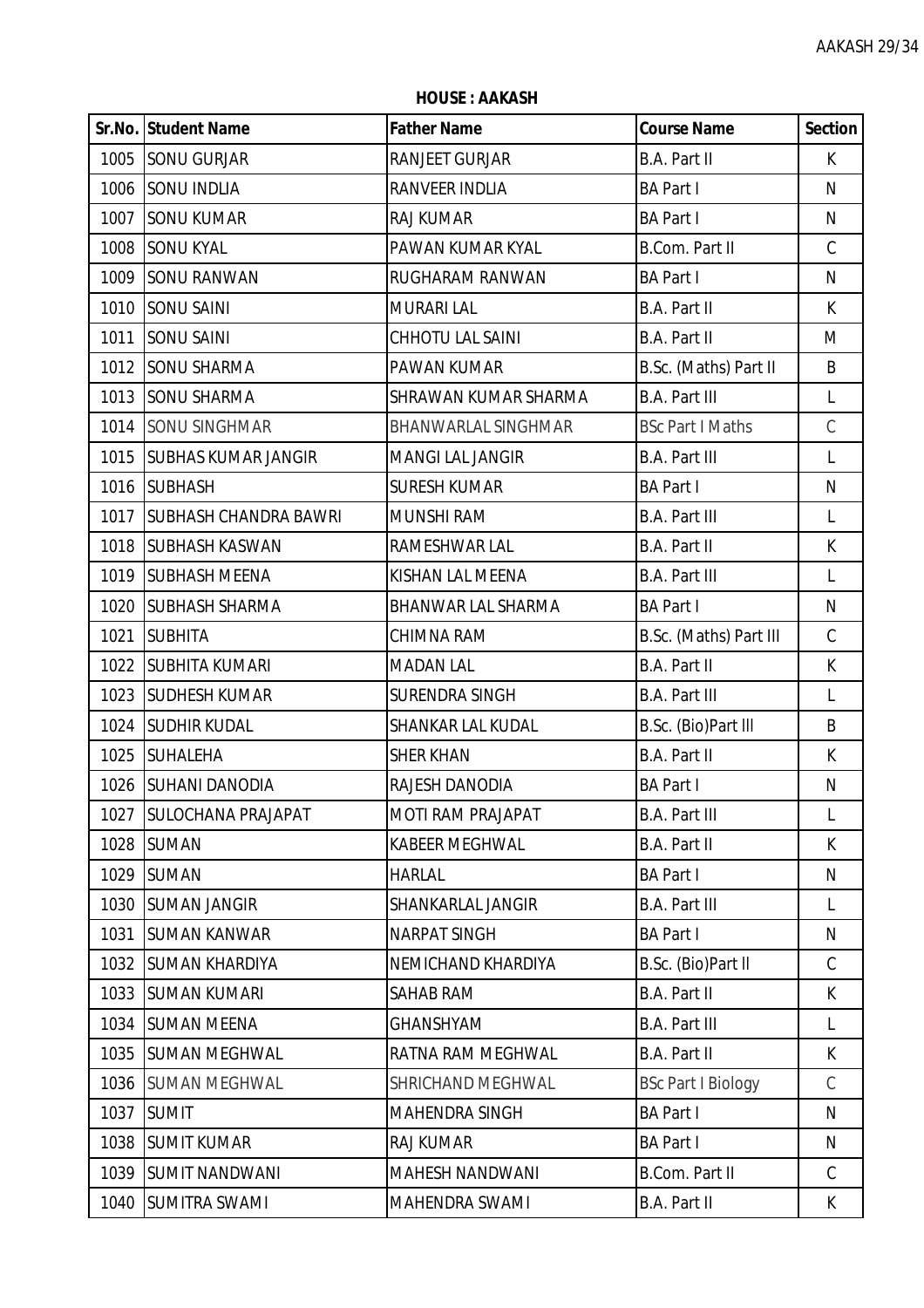**HOUSE : AAKASH**

| Sr.No. | Student Name | Father Name | Course Name | Section |
|---|---|---|---|---|
| 1005 | SONU GURJAR | RANJEET GURJAR | B.A. Part II | K |
| 1006 | SONU INDLIA | RANVEER INDLIA | BA Part I | N |
| 1007 | SONU KUMAR | RAJ KUMAR | BA Part I | N |
| 1008 | SONU KYAL | PAWAN KUMAR KYAL | B.Com. Part II | C |
| 1009 | SONU RANWAN | RUGHARAM RANWAN | BA Part I | N |
| 1010 | SONU SAINI | MURARI LAL | B.A. Part II | K |
| 1011 | SONU SAINI | CHHOTU LAL SAINI | B.A. Part II | M |
| 1012 | SONU SHARMA | PAWAN KUMAR | B.Sc. (Maths) Part II | B |
| 1013 | SONU SHARMA | SHRAWAN KUMAR SHARMA | B.A. Part III | L |
| 1014 | SONU SINGHMAR | BHANWARLAL SINGHMAR | BSc Part I Maths | C |
| 1015 | SUBHAS KUMAR JANGIR | MANGI LAL JANGIR | B.A. Part III | L |
| 1016 | SUBHASH | SURESH KUMAR | BA Part I | N |
| 1017 | SUBHASH CHANDRA BAWRI | MUNSHI RAM | B.A. Part III | L |
| 1018 | SUBHASH KASWAN | RAMESHWAR LAL | B.A. Part II | K |
| 1019 | SUBHASH MEENA | KISHAN LAL MEENA | B.A. Part III | L |
| 1020 | SUBHASH SHARMA | BHANWAR LAL SHARMA | BA Part I | N |
| 1021 | SUBHITA | CHIMNA RAM | B.Sc. (Maths) Part III | C |
| 1022 | SUBHITA KUMARI | MADAN LAL | B.A. Part II | K |
| 1023 | SUDHESH KUMAR | SURENDRA SINGH | B.A. Part III | L |
| 1024 | SUDHIR KUDAL | SHANKAR LAL KUDAL | B.Sc. (Bio)Part III | B |
| 1025 | SUHALEHA | SHER KHAN | B.A. Part II | K |
| 1026 | SUHANI DANODIA | RAJESH DANODIA | BA Part I | N |
| 1027 | SULOCHANA PRAJAPAT | MOTI RAM PRAJAPAT | B.A. Part III | L |
| 1028 | SUMAN | KABEER MEGHWAL | B.A. Part II | K |
| 1029 | SUMAN | HARLAL | BA Part I | N |
| 1030 | SUMAN JANGIR | SHANKARLAL JANGIR | B.A. Part III | L |
| 1031 | SUMAN KANWAR | NARPAT SINGH | BA Part I | N |
| 1032 | SUMAN KHARDIYA | NEMICHAND KHARDIYA | B.Sc. (Bio)Part II | C |
| 1033 | SUMAN KUMARI | SAHAB RAM | B.A. Part II | K |
| 1034 | SUMAN MEENA | GHANSHYAM | B.A. Part III | L |
| 1035 | SUMAN MEGHWAL | RATNA RAM MEGHWAL | B.A. Part II | K |
| 1036 | SUMAN MEGHWAL | SHRICHAND MEGHWAL | BSc Part I Biology | C |
| 1037 | SUMIT | MAHENDRA SINGH | BA Part I | N |
| 1038 | SUMIT KUMAR | RAJ KUMAR | BA Part I | N |
| 1039 | SUMIT NANDWANI | MAHESH NANDWANI | B.Com. Part II | C |
| 1040 | SUMITRA SWAMI | MAHENDRA SWAMI | B.A. Part II | K |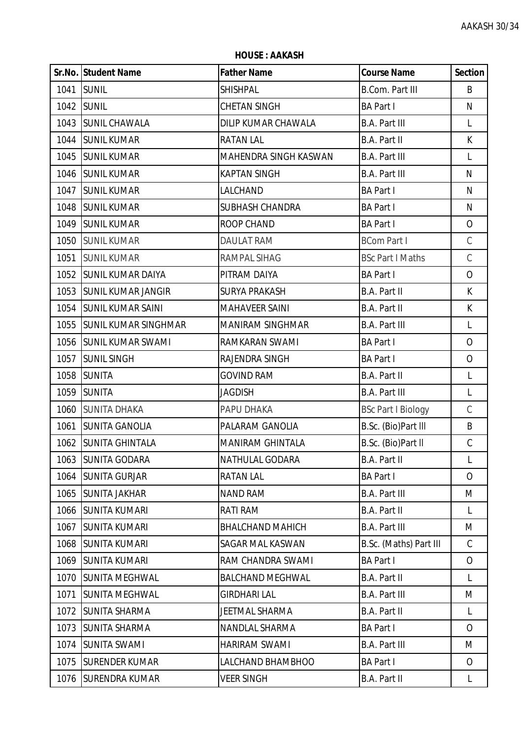**HOUSE : AAKASH**

| Sr.No. | Student Name | Father Name | Course Name | Section |
|---|---|---|---|---|
| 1041 | SUNIL | SHISHPAL | B.Com. Part III | B |
| 1042 | SUNIL | CHETAN SINGH | BA Part I | N |
| 1043 | SUNIL CHAWALA | DILIP KUMAR CHAWALA | B.A. Part III | L |
| 1044 | SUNIL KUMAR | RATAN LAL | B.A. Part II | K |
| 1045 | SUNIL KUMAR | MAHENDRA SINGH KASWAN | B.A. Part III | L |
| 1046 | SUNIL KUMAR | KAPTAN SINGH | B.A. Part III | N |
| 1047 | SUNIL KUMAR | LALCHAND | BA Part I | N |
| 1048 | SUNIL KUMAR | SUBHASH CHANDRA | BA Part I | N |
| 1049 | SUNIL KUMAR | ROOP CHAND | BA Part I | O |
| 1050 | SUNIL KUMAR | DAULAT RAM | BCom Part I | C |
| 1051 | SUNIL KUMAR | RAMPAL SIHAG | BSc Part I Maths | C |
| 1052 | SUNIL KUMAR DAIYA | PITRAM DAIYA | BA Part I | O |
| 1053 | SUNIL KUMAR JANGIR | SURYA PRAKASH | B.A. Part II | K |
| 1054 | SUNIL KUMAR SAINI | MAHAVEER SAINI | B.A. Part II | K |
| 1055 | SUNIL KUMAR SINGHMAR | MANIRAM SINGHMAR | B.A. Part III | L |
| 1056 | SUNIL KUMAR SWAMI | RAMKARAN SWAMI | BA Part I | O |
| 1057 | SUNIL SINGH | RAJENDRA SINGH | BA Part I | O |
| 1058 | SUNITA | GOVIND RAM | B.A. Part II | L |
| 1059 | SUNITA | JAGDISH | B.A. Part III | L |
| 1060 | SUNITA DHAKA | PAPU DHAKA | BSc Part I Biology | C |
| 1061 | SUNITA GANOLIA | PALARAM GANOLIA | B.Sc. (Bio)Part III | B |
| 1062 | SUNITA GHINTALA | MANIRAM GHINTALA | B.Sc. (Bio)Part II | C |
| 1063 | SUNITA GODARA | NATHULAL GODARA | B.A. Part II | L |
| 1064 | SUNITA GURJAR | RATAN LAL | BA Part I | O |
| 1065 | SUNITA JAKHAR | NAND RAM | B.A. Part III | M |
| 1066 | SUNITA KUMARI | RATI RAM | B.A. Part II | L |
| 1067 | SUNITA KUMARI | BHALCHAND MAHICH | B.A. Part III | M |
| 1068 | SUNITA KUMARI | SAGAR MAL KASWAN | B.Sc. (Maths) Part III | C |
| 1069 | SUNITA KUMARI | RAM CHANDRA SWAMI | BA Part I | O |
| 1070 | SUNITA MEGHWAL | BALCHAND MEGHWAL | B.A. Part II | L |
| 1071 | SUNITA MEGHWAL | GIRDHARI LAL | B.A. Part III | M |
| 1072 | SUNITA SHARMA | JEETMAL SHARMA | B.A. Part II | L |
| 1073 | SUNITA SHARMA | NANDLAL SHARMA | BA Part I | O |
| 1074 | SUNITA SWAMI | HARIRAM SWAMI | B.A. Part III | M |
| 1075 | SURENDER KUMAR | LALCHAND BHAMBHOO | BA Part I | O |
| 1076 | SURENDRA KUMAR | VEER SINGH | B.A. Part II | L |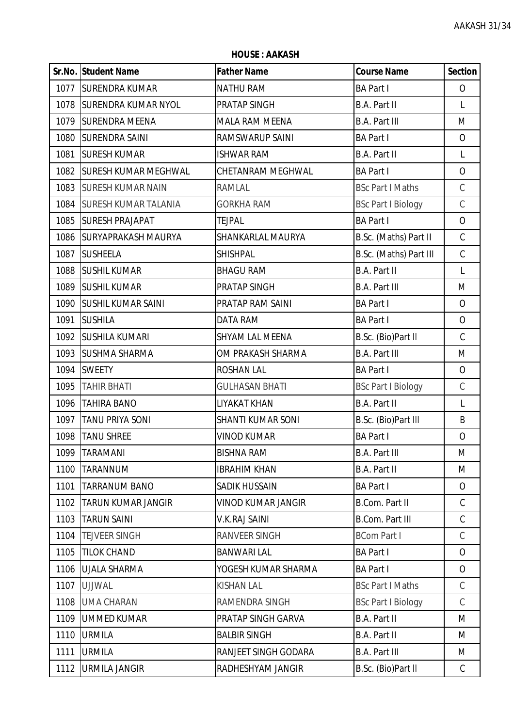**HOUSE : AAKASH**

| Sr.No. | Student Name | Father Name | Course Name | Section |
|---|---|---|---|---|
| 1077 | SURENDRA KUMAR | NATHU RAM | BA Part I | O |
| 1078 | SURENDRA KUMAR NYOL | PRATAP SINGH | B.A. Part II | L |
| 1079 | SURENDRA MEENA | MALA RAM MEENA | B.A. Part III | M |
| 1080 | SURENDRA SAINI | RAMSWARUP SAINI | BA Part I | O |
| 1081 | SURESH KUMAR | ISHWAR RAM | B.A. Part II | L |
| 1082 | SURESH KUMAR MEGHWAL | CHETANRAM MEGHWAL | BA Part I | O |
| 1083 | SURESH KUMAR NAIN | RAMLAL | BSc Part I Maths | C |
| 1084 | SURESH KUMAR TALANIA | GORKHA RAM | BSc Part I Biology | C |
| 1085 | SURESH PRAJAPAT | TEJPAL | BA Part I | O |
| 1086 | SURYAPRAKASH MAURYA | SHANKARLAL MAURYA | B.Sc. (Maths) Part II | C |
| 1087 | SUSHEELA | SHISHPAL | B.Sc. (Maths) Part III | C |
| 1088 | SUSHIL KUMAR | BHAGU RAM | B.A. Part II | L |
| 1089 | SUSHIL KUMAR | PRATAP SINGH | B.A. Part III | M |
| 1090 | SUSHIL KUMAR SAINI | PRATAP RAM SAINI | BA Part I | O |
| 1091 | SUSHILA | DATA RAM | BA Part I | O |
| 1092 | SUSHILA KUMARI | SHYAM LAL MEENA | B.Sc. (Bio)Part II | C |
| 1093 | SUSHMA SHARMA | OM PRAKASH SHARMA | B.A. Part III | M |
| 1094 | SWEETY | ROSHAN LAL | BA Part I | O |
| 1095 | TAHIR BHATI | GULHASAN BHATI | BSc Part I Biology | C |
| 1096 | TAHIRA BANO | LIYAKAT KHAN | B.A. Part II | L |
| 1097 | TANU PRIYA SONI | SHANTI KUMAR SONI | B.Sc. (Bio)Part III | B |
| 1098 | TANU SHREE | VINOD KUMAR | BA Part I | O |
| 1099 | TARAMANI | BISHNA RAM | B.A. Part III | M |
| 1100 | TARANNUM | IBRAHIM KHAN | B.A. Part II | M |
| 1101 | TARRANUM BANO | SADIK HUSSAIN | BA Part I | O |
| 1102 | TARUN KUMAR JANGIR | VINOD KUMAR JANGIR | B.Com. Part II | C |
| 1103 | TARUN SAINI | V.K.RAJ SAINI | B.Com. Part III | C |
| 1104 | TEJVEER SINGH | RANVEER SINGH | BCom Part I | C |
| 1105 | TILOK CHAND | BANWARI LAL | BA Part I | O |
| 1106 | UJALA SHARMA | YOGESH KUMAR SHARMA | BA Part I | O |
| 1107 | UJJWAL | KISHAN LAL | BSc Part I Maths | C |
| 1108 | UMA CHARAN | RAMENDRA SINGH | BSc Part I Biology | C |
| 1109 | UMMED KUMAR | PRATAP SINGH GARVA | B.A. Part II | M |
| 1110 | URMILA | BALBIR SINGH | B.A. Part II | M |
| 1111 | URMILA | RANJEET SINGH GODARA | B.A. Part III | M |
| 1112 | URMILA JANGIR | RADHESHYAM JANGIR | B.Sc. (Bio)Part II | C |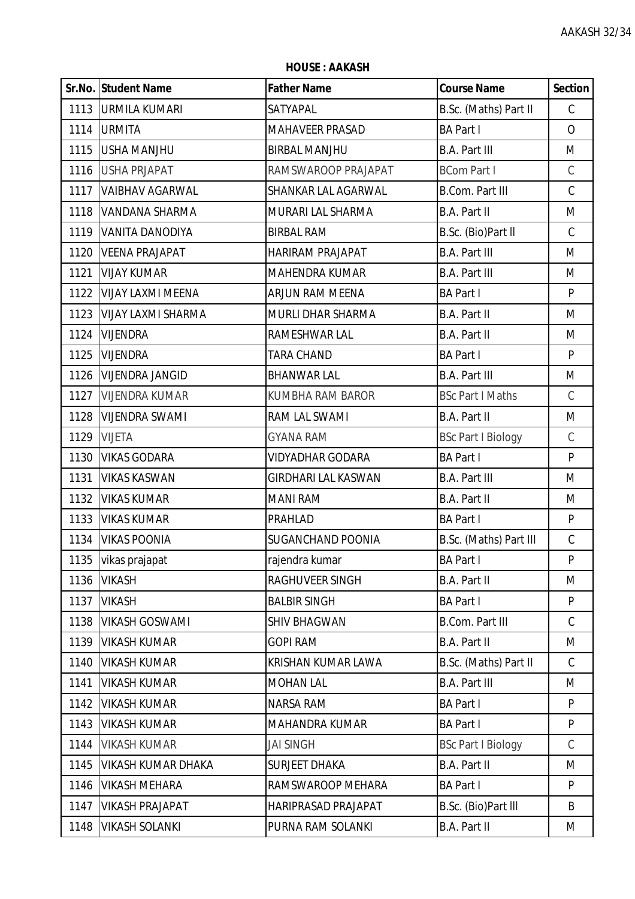**HOUSE : AAKASH**

| Sr.No. | Student Name | Father Name | Course Name | Section |
|---|---|---|---|---|
| 1113 | URMILA KUMARI | SATYAPAL | B.Sc. (Maths) Part II | C |
| 1114 | URMITA | MAHAVEER PRASAD | BA Part I | O |
| 1115 | USHA MANJHU | BIRBAL MANJHU | B.A. Part III | M |
| 1116 | USHA PRJAPAT | RAMSWAROOP PRAJAPAT | BCom Part I | C |
| 1117 | VAIBHAV AGARWAL | SHANKAR LAL AGARWAL | B.Com. Part III | C |
| 1118 | VANDANA SHARMA | MURARI LAL SHARMA | B.A. Part II | M |
| 1119 | VANITA DANODIYA | BIRBAL RAM | B.Sc. (Bio)Part II | C |
| 1120 | VEENA PRAJAPAT | HARIRAM PRAJAPAT | B.A. Part III | M |
| 1121 | VIJAY KUMAR | MAHENDRA KUMAR | B.A. Part III | M |
| 1122 | VIJAY LAXMI MEENA | ARJUN RAM MEENA | BA Part I | P |
| 1123 | VIJAY LAXMI SHARMA | MURLI DHAR SHARMA | B.A. Part II | M |
| 1124 | VIJENDRA | RAMESHWAR LAL | B.A. Part II | M |
| 1125 | VIJENDRA | TARA CHAND | BA Part I | P |
| 1126 | VIJENDRA JANGID | BHANWAR LAL | B.A. Part III | M |
| 1127 | VIJENDRA KUMAR | KUMBHA RAM BAROR | BSc Part I Maths | C |
| 1128 | VIJENDRA SWAMI | RAM LAL SWAMI | B.A. Part II | M |
| 1129 | VIJETA | GYANA RAM | BSc Part I Biology | C |
| 1130 | VIKAS GODARA | VIDYADHAR GODARA | BA Part I | P |
| 1131 | VIKAS KASWAN | GIRDHARI LAL KASWAN | B.A. Part III | M |
| 1132 | VIKAS KUMAR | MANI RAM | B.A. Part II | M |
| 1133 | VIKAS KUMAR | PRAHLAD | BA Part I | P |
| 1134 | VIKAS POONIA | SUGANCHAND POONIA | B.Sc. (Maths) Part III | C |
| 1135 | vikas prajapat | rajendra kumar | BA Part I | P |
| 1136 | VIKASH | RAGHUVEER SINGH | B.A. Part II | M |
| 1137 | VIKASH | BALBIR SINGH | BA Part I | P |
| 1138 | VIKASH GOSWAMI | SHIV BHAGWAN | B.Com. Part III | C |
| 1139 | VIKASH KUMAR | GOPI RAM | B.A. Part II | M |
| 1140 | VIKASH KUMAR | KRISHAN KUMAR LAWA | B.Sc. (Maths) Part II | C |
| 1141 | VIKASH KUMAR | MOHAN LAL | B.A. Part III | M |
| 1142 | VIKASH KUMAR | NARSA RAM | BA Part I | P |
| 1143 | VIKASH KUMAR | MAHANDRA KUMAR | BA Part I | P |
| 1144 | VIKASH KUMAR | JAI SINGH | BSc Part I Biology | C |
| 1145 | VIKASH KUMAR DHAKA | SURJEET DHAKA | B.A. Part II | M |
| 1146 | VIKASH MEHARA | RAMSWAROOP MEHARA | BA Part I | P |
| 1147 | VIKASH PRAJAPAT | HARIPRASAD PRAJAPAT | B.Sc. (Bio)Part III | B |
| 1148 | VIKASH SOLANKI | PURNA RAM SOLANKI | B.A. Part II | M |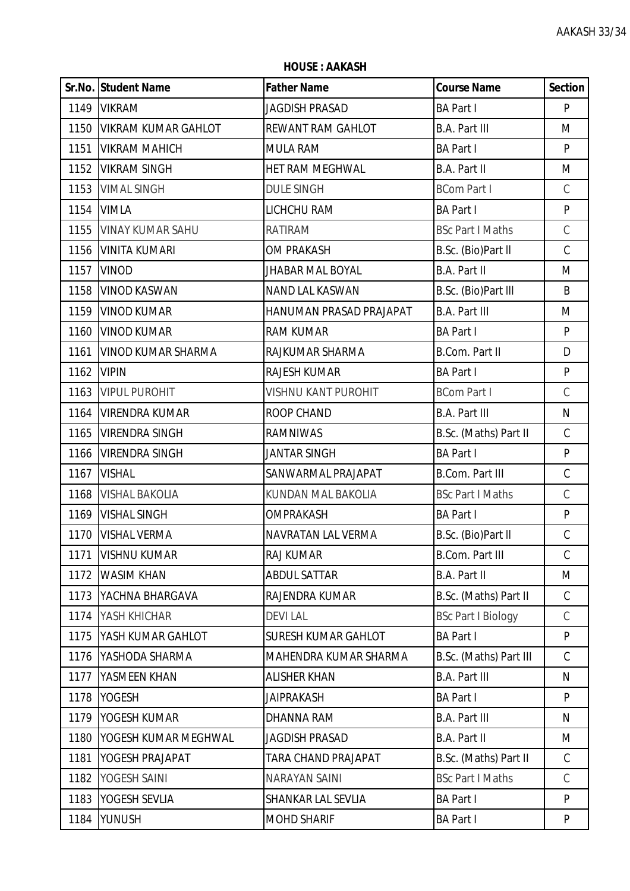**HOUSE : AAKASH**

| Sr.No. | Student Name | Father Name | Course Name | Section |
|---|---|---|---|---|
| 1149 | VIKRAM | JAGDISH PRASAD | BA Part I | P |
| 1150 | VIKRAM KUMAR GAHLOT | REWANT RAM GAHLOT | B.A. Part III | M |
| 1151 | VIKRAM MAHICH | MULA RAM | BA Part I | P |
| 1152 | VIKRAM SINGH | HET RAM MEGHWAL | B.A. Part II | M |
| 1153 | VIMAL SINGH | DULE SINGH | BCom Part I | C |
| 1154 | VIMLA | LICHCHU RAM | BA Part I | P |
| 1155 | VINAY KUMAR SAHU | RATIRAM | BSc Part I Maths | C |
| 1156 | VINITA KUMARI | OM PRAKASH | B.Sc. (Bio)Part II | C |
| 1157 | VINOD | JHABAR MAL BOYAL | B.A. Part II | M |
| 1158 | VINOD KASWAN | NAND LAL KASWAN | B.Sc. (Bio)Part III | B |
| 1159 | VINOD KUMAR | HANUMAN PRASAD PRAJAPAT | B.A. Part III | M |
| 1160 | VINOD KUMAR | RAM KUMAR | BA Part I | P |
| 1161 | VINOD KUMAR SHARMA | RAJKUMAR SHARMA | B.Com. Part II | D |
| 1162 | VIPIN | RAJESH KUMAR | BA Part I | P |
| 1163 | VIPUL PUROHIT | VISHNU KANT PUROHIT | BCom Part I | C |
| 1164 | VIRENDRA KUMAR | ROOP CHAND | B.A. Part III | N |
| 1165 | VIRENDRA SINGH | RAMNIWAS | B.Sc. (Maths) Part II | C |
| 1166 | VIRENDRA SINGH | JANTAR SINGH | BA Part I | P |
| 1167 | VISHAL | SANWARMAL PRAJAPAT | B.Com. Part III | C |
| 1168 | VISHAL BAKOLIA | KUNDAN MAL BAKOLIA | BSc Part I Maths | C |
| 1169 | VISHAL SINGH | OMPRAKASH | BA Part I | P |
| 1170 | VISHAL VERMA | NAVRATAN LAL VERMA | B.Sc. (Bio)Part II | C |
| 1171 | VISHNU KUMAR | RAJ KUMAR | B.Com. Part III | C |
| 1172 | WASIM KHAN | ABDUL SATTAR | B.A. Part II | M |
| 1173 | YACHNA BHARGAVA | RAJENDRA KUMAR | B.Sc. (Maths) Part II | C |
| 1174 | YASH KHICHAR | DEVI LAL | BSc Part I Biology | C |
| 1175 | YASH KUMAR GAHLOT | SURESH KUMAR GAHLOT | BA Part I | P |
| 1176 | YASHODA SHARMA | MAHENDRA KUMAR SHARMA | B.Sc. (Maths) Part III | C |
| 1177 | YASMEEN KHAN | ALISHER KHAN | B.A. Part III | N |
| 1178 | YOGESH | JAIPRAKASH | BA Part I | P |
| 1179 | YOGESH KUMAR | DHANNA RAM | B.A. Part III | N |
| 1180 | YOGESH KUMAR MEGHWAL | JAGDISH PRASAD | B.A. Part II | M |
| 1181 | YOGESH PRAJAPAT | TARA CHAND PRAJAPAT | B.Sc. (Maths) Part II | C |
| 1182 | YOGESH SAINI | NARAYAN SAINI | BSc Part I Maths | C |
| 1183 | YOGESH SEVLIA | SHANKAR LAL SEVLIA | BA Part I | P |
| 1184 | YUNUSH | MOHD SHARIF | BA Part I | P |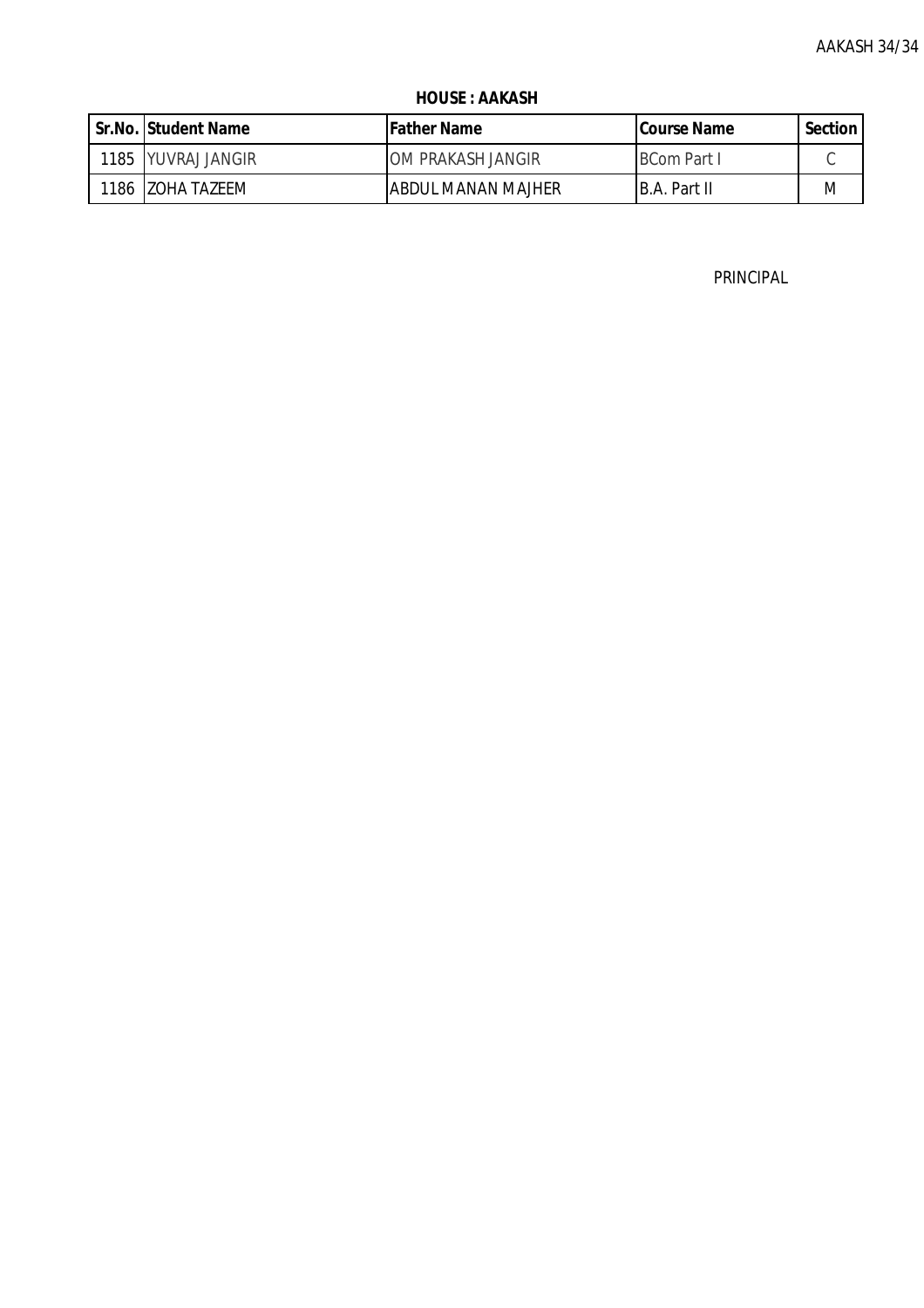**HOUSE : AAKASH**

| Sr.No. | Student Name | Father Name | Course Name | Section |
|---|---|---|---|---|
| 1185 | YUVRAJ JANGIR | OM PRAKASH JANGIR | BCom Part I | C |
| 1186 | ZOHA TAZEEM | ABDUL MANAN MAJHER | B.A. Part II | M |

PRINCIPAL